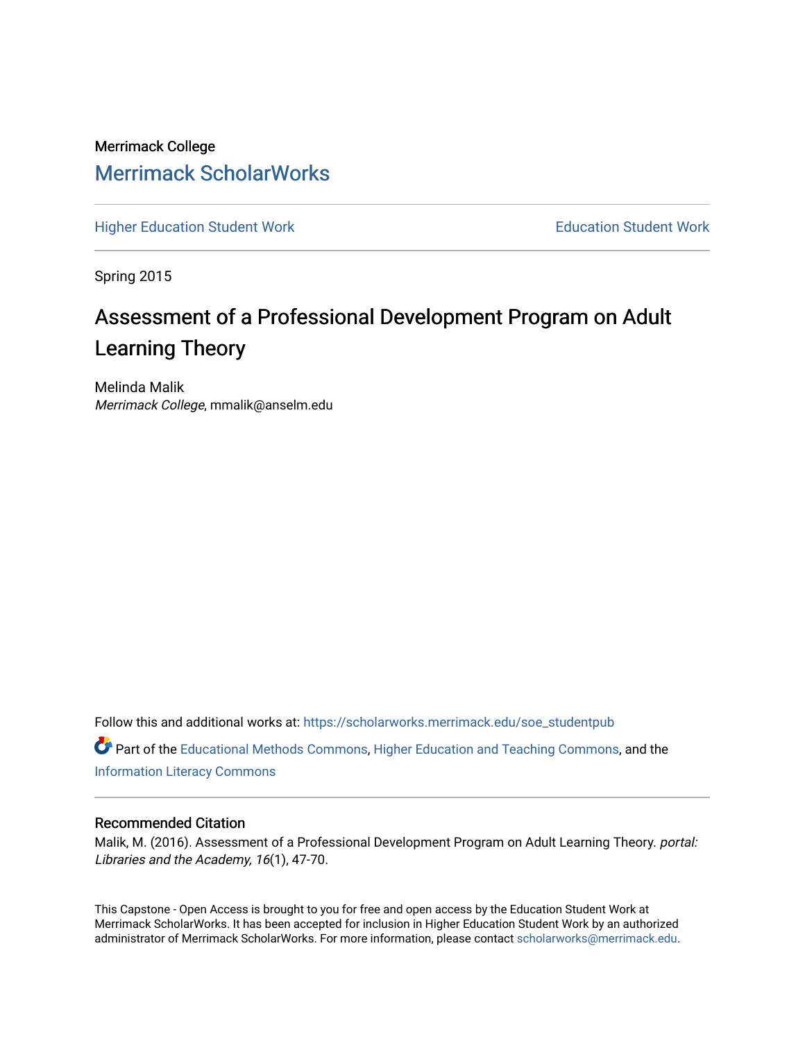Merrimack College

# Merrimack ScholarWorks

Higher Education Student Work

Education Student Work

Spring 2015

## Assessment of a Professional Development Program on Adult Learning Theory

Melinda Malik
*Merrimack College*, mmalik@anselm.edu

Follow this and additional works at: https://scholarworks.merrimack.edu/soe_studentpub

Part of the Educational Methods Commons, Higher Education and Teaching Commons, and the Information Literacy Commons

### Recommended Citation

Malik, M. (2016). Assessment of a Professional Development Program on Adult Learning Theory. *portal: Libraries and the Academy, 16*(1), 47-70.

This Capstone - Open Access is brought to you for free and open access by the Education Student Work at Merrimack ScholarWorks. It has been accepted for inclusion in Higher Education Student Work by an authorized administrator of Merrimack ScholarWorks. For more information, please contact scholarworks@merrimack.edu.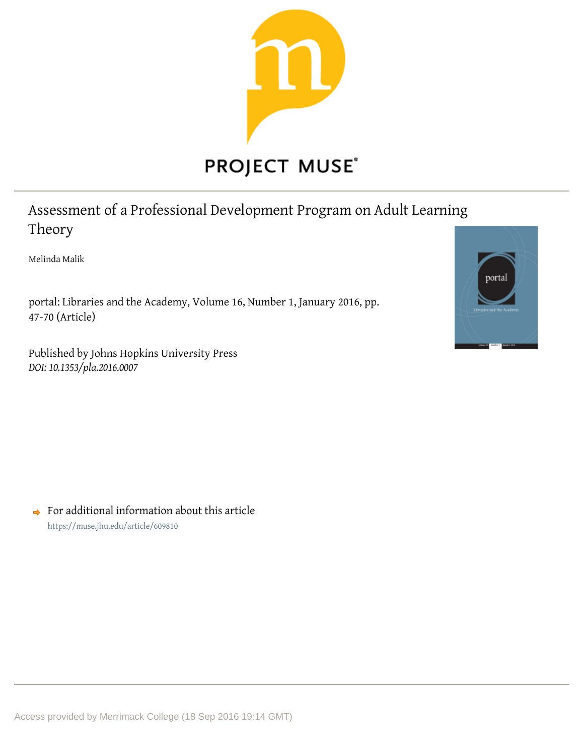# Assessment of a Professional Development Program on Adult Learning Theory

Melinda Malik

portal: Libraries and the Academy, Volume 16, Number 1, January 2016, pp. 47-70 (Article)

Published by Johns Hopkins University Press
*DOI: 10.1353/pla.2016.0007*

For additional information about this article
https://muse.jhu.edu/article/609810

Access provided by Merrimack College (18 Sep 2016 19:14 GMT)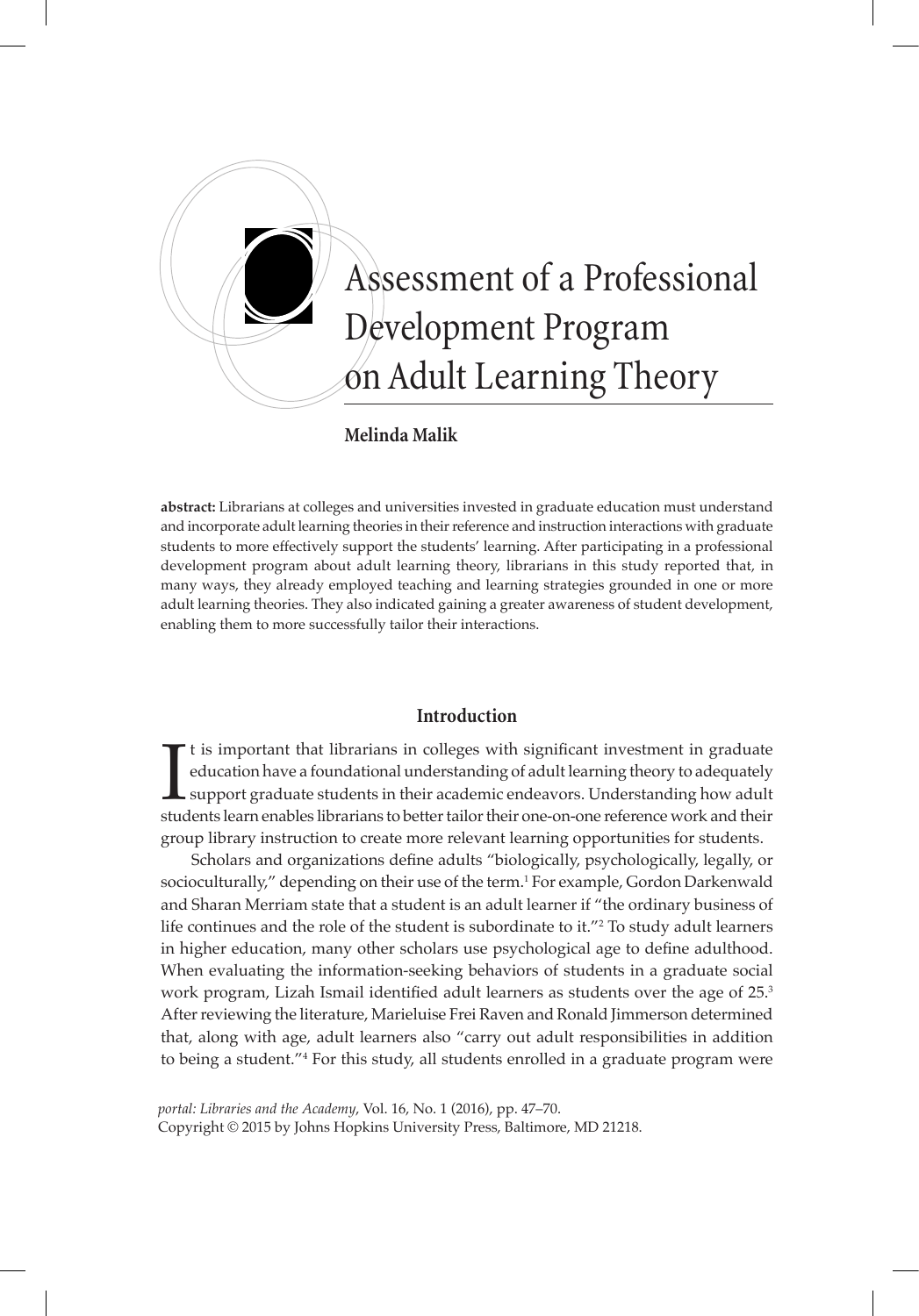# Assessment of a Professional Development Program on Adult Learning Theory

**Melinda Malik**

**abstract:** Librarians at colleges and universities invested in graduate education must understand and incorporate adult learning theories in their reference and instruction interactions with graduate students to more effectively support the students' learning. After participating in a professional development program about adult learning theory, librarians in this study reported that, in many ways, they already employed teaching and learning strategies grounded in one or more adult learning theories. They also indicated gaining a greater awareness of student development, enabling them to more successfully tailor their interactions.

## Introduction

It is important that librarians in colleges with significant investment in graduate education have a foundational understanding of adult learning theory to adequately support graduate students in their academic endeavors. Understanding how adult students learn enables librarians to better tailor their one-on-one reference work and their group library instruction to create more relevant learning opportunities for students.

Scholars and organizations define adults "biologically, psychologically, legally, or socioculturally," depending on their use of the term.[1] For example, Gordon Darkenwald and Sharan Merriam state that a student is an adult learner if "the ordinary business of life continues and the role of the student is subordinate to it."[2] To study adult learners in higher education, many other scholars use psychological age to define adulthood. When evaluating the information-seeking behaviors of students in a graduate social work program, Lizah Ismail identified adult learners as students over the age of 25.[3] After reviewing the literature, Marieluise Frei Raven and Ronald Jimmerson determined that, along with age, adult learners also "carry out adult responsibilities in addition to being a student."[4] For this study, all students enrolled in a graduate program were

*portal: Libraries and the Academy*, Vol. 16, No. 1 (2016), pp. 47–70.
Copyright © 2015 by Johns Hopkins University Press, Baltimore, MD 21218.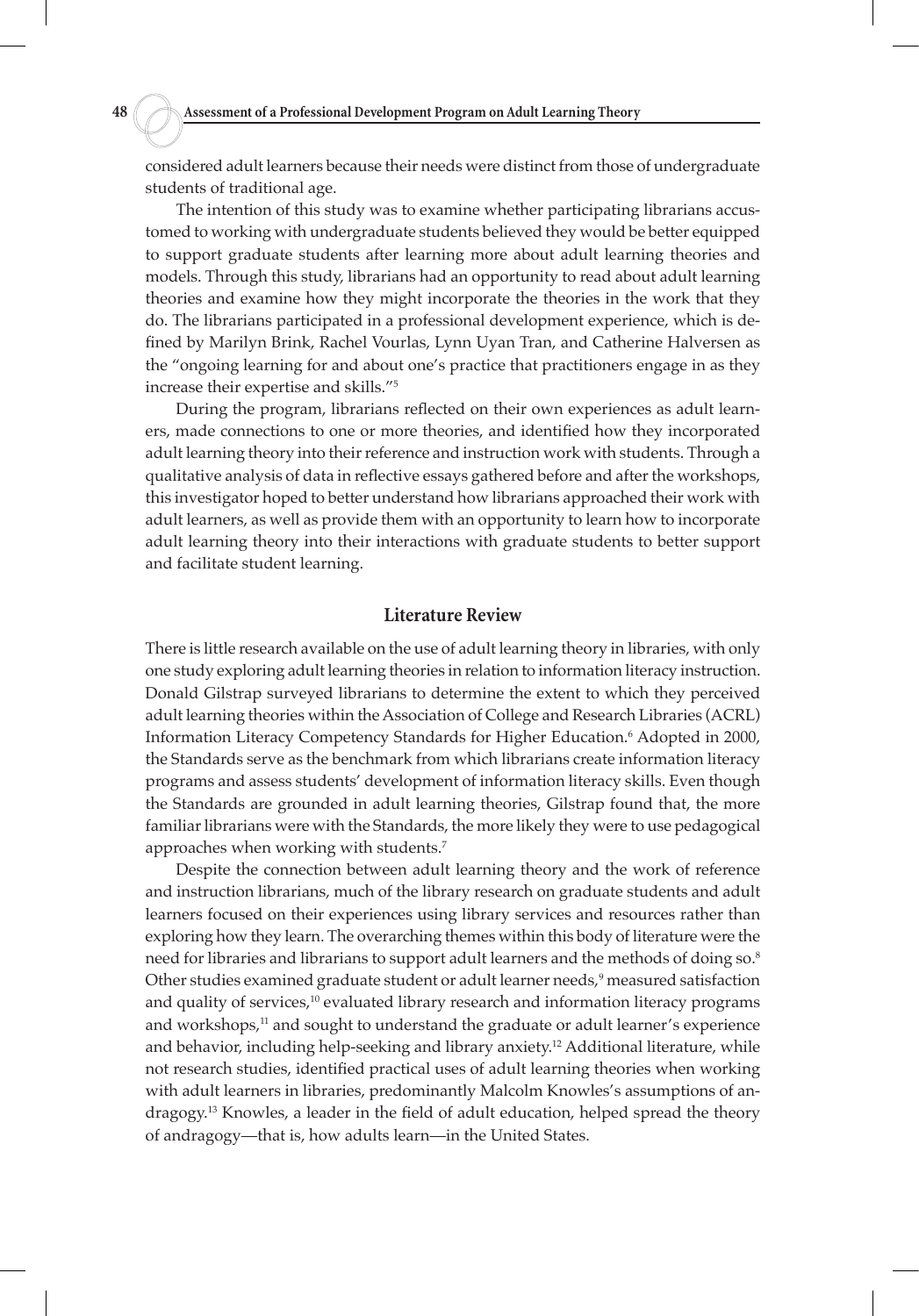considered adult learners because their needs were distinct from those of undergraduate students of traditional age.

The intention of this study was to examine whether participating librarians accustomed to working with undergraduate students believed they would be better equipped to support graduate students after learning more about adult learning theories and models. Through this study, librarians had an opportunity to read about adult learning theories and examine how they might incorporate the theories in the work that they do. The librarians participated in a professional development experience, which is defined by Marilyn Brink, Rachel Vourlas, Lynn Uyan Tran, and Catherine Halversen as the "ongoing learning for and about one's practice that practitioners engage in as they increase their expertise and skills."[5]

During the program, librarians reflected on their own experiences as adult learners, made connections to one or more theories, and identified how they incorporated adult learning theory into their reference and instruction work with students. Through a qualitative analysis of data in reflective essays gathered before and after the workshops, this investigator hoped to better understand how librarians approached their work with adult learners, as well as provide them with an opportunity to learn how to incorporate adult learning theory into their interactions with graduate students to better support and facilitate student learning.

## Literature Review

There is little research available on the use of adult learning theory in libraries, with only one study exploring adult learning theories in relation to information literacy instruction. Donald Gilstrap surveyed librarians to determine the extent to which they perceived adult learning theories within the Association of College and Research Libraries (ACRL) Information Literacy Competency Standards for Higher Education.[6] Adopted in 2000, the Standards serve as the benchmark from which librarians create information literacy programs and assess students' development of information literacy skills. Even though the Standards are grounded in adult learning theories, Gilstrap found that, the more familiar librarians were with the Standards, the more likely they were to use pedagogical approaches when working with students.[7]

Despite the connection between adult learning theory and the work of reference and instruction librarians, much of the library research on graduate students and adult learners focused on their experiences using library services and resources rather than exploring how they learn. The overarching themes within this body of literature were the need for libraries and librarians to support adult learners and the methods of doing so.[8] Other studies examined graduate student or adult learner needs,[9] measured satisfaction and quality of services,[10] evaluated library research and information literacy programs and workshops,[11] and sought to understand the graduate or adult learner's experience and behavior, including help-seeking and library anxiety.[12] Additional literature, while not research studies, identified practical uses of adult learning theories when working with adult learners in libraries, predominantly Malcolm Knowles's assumptions of andragogy.[13] Knowles, a leader in the field of adult education, helped spread the theory of andragogy—that is, how adults learn—in the United States.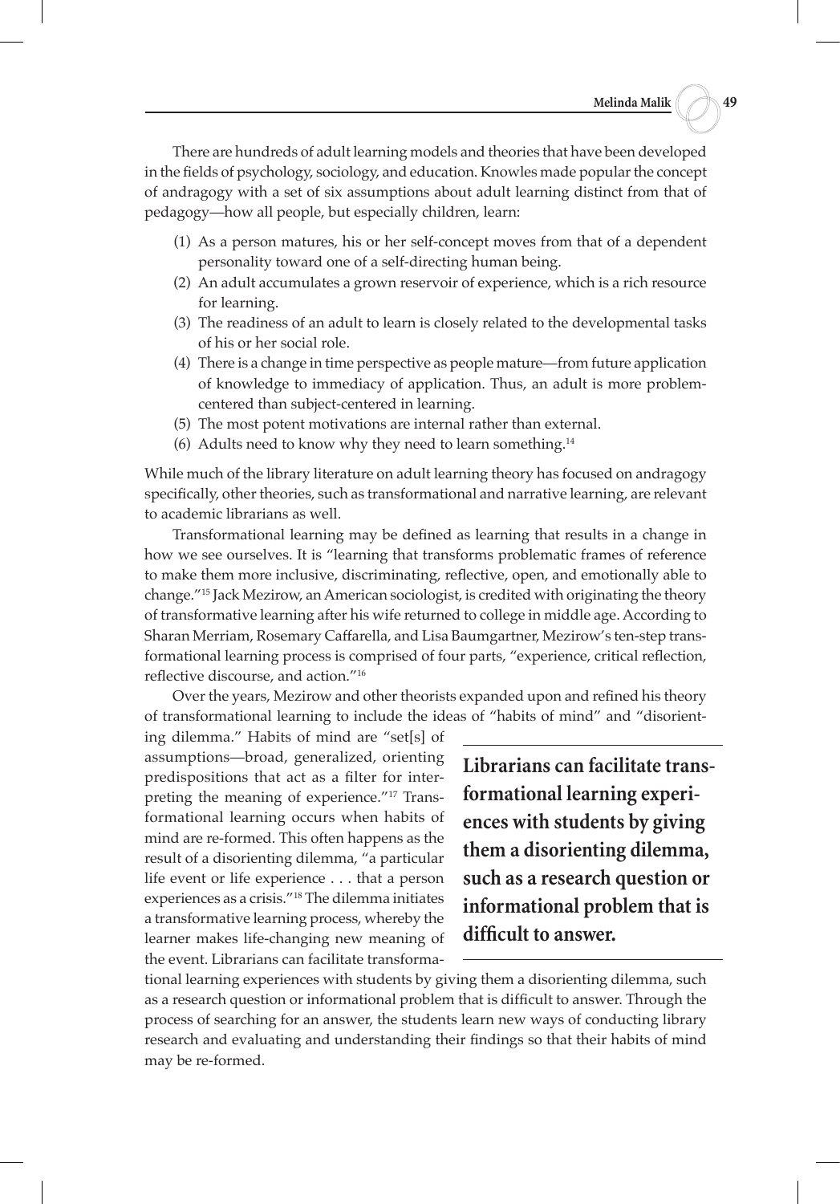There are hundreds of adult learning models and theories that have been developed in the fields of psychology, sociology, and education. Knowles made popular the concept of andragogy with a set of six assumptions about adult learning distinct from that of pedagogy—how all people, but especially children, learn:

(1) As a person matures, his or her self-concept moves from that of a dependent personality toward one of a self-directing human being.
(2) An adult accumulates a grown reservoir of experience, which is a rich resource for learning.
(3) The readiness of an adult to learn is closely related to the developmental tasks of his or her social role.
(4) There is a change in time perspective as people mature—from future application of knowledge to immediacy of application. Thus, an adult is more problem-centered than subject-centered in learning.
(5) The most potent motivations are internal rather than external.
(6) Adults need to know why they need to learn something.[14]

While much of the library literature on adult learning theory has focused on andragogy specifically, other theories, such as transformational and narrative learning, are relevant to academic librarians as well.

Transformational learning may be defined as learning that results in a change in how we see ourselves. It is "learning that transforms problematic frames of reference to make them more inclusive, discriminating, reflective, open, and emotionally able to change."[15] Jack Mezirow, an American sociologist, is credited with originating the theory of transformative learning after his wife returned to college in middle age. According to Sharan Merriam, Rosemary Caffarella, and Lisa Baumgartner, Mezirow's ten-step transformational learning process is comprised of four parts, "experience, critical reflection, reflective discourse, and action."[16]

Over the years, Mezirow and other theorists expanded upon and refined his theory of transformational learning to include the ideas of "habits of mind" and "disorienting dilemma." Habits of mind are "set[s] of assumptions—broad, generalized, orienting predispositions that act as a filter for interpreting the meaning of experience."[17] Transformational learning occurs when habits of mind are re-formed. This often happens as the result of a disorienting dilemma, "a particular life event or life experience . . . that a person experiences as a crisis."[18] The dilemma initiates a transformative learning process, whereby the learner makes life-changing new meaning of the event. Librarians can facilitate transformational learning experiences with students by giving them a disorienting dilemma, such as a research question or informational problem that is difficult to answer. Through the process of searching for an answer, the students learn new ways of conducting library research and evaluating and understanding their findings so that their habits of mind may be re-formed.

**Librarians can facilitate transformational learning experiences with students by giving them a disorienting dilemma, such as a research question or informational problem that is difficult to answer.**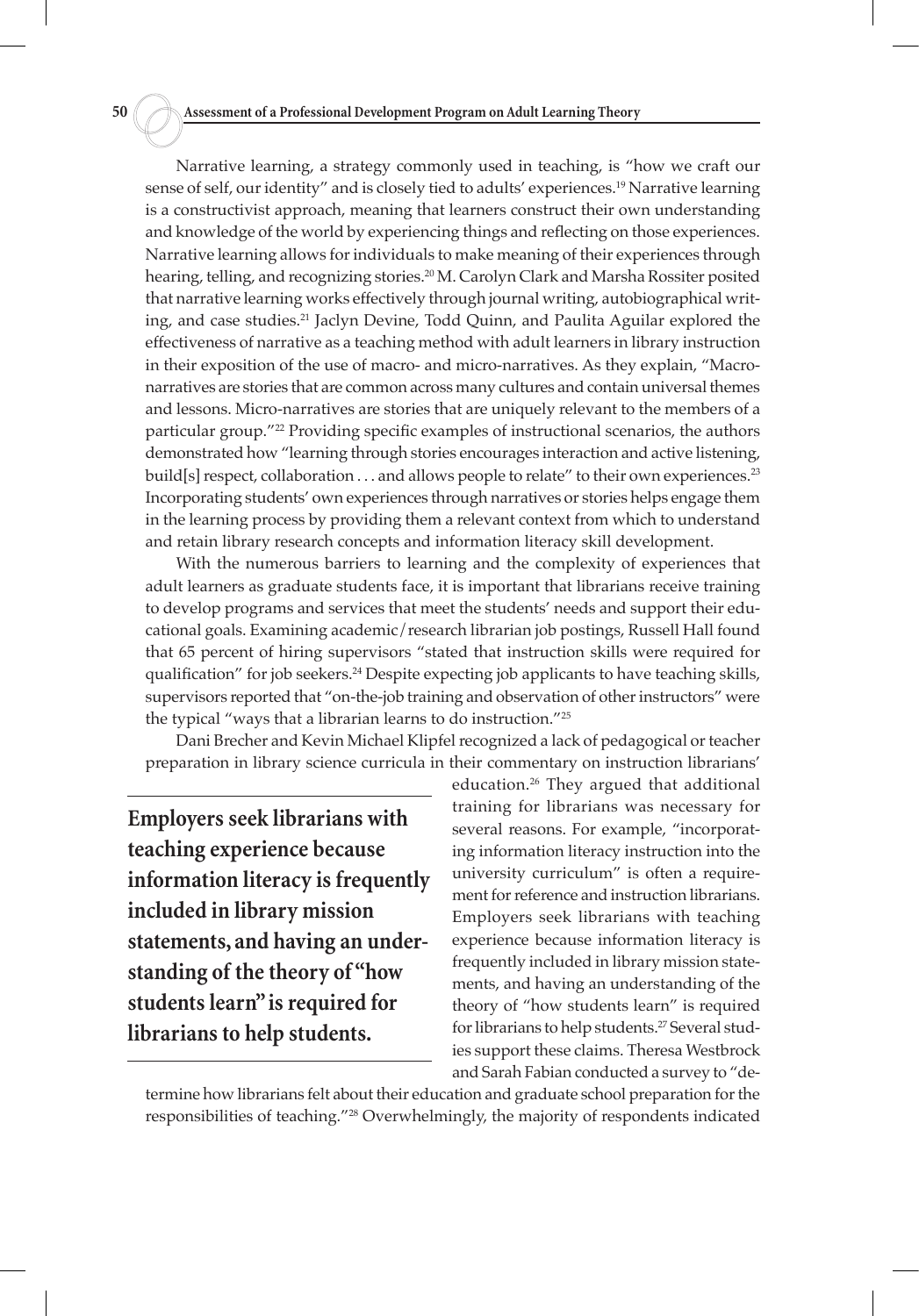Narrative learning, a strategy commonly used in teaching, is "how we craft our sense of self, our identity" and is closely tied to adults' experiences.[19] Narrative learning is a constructivist approach, meaning that learners construct their own understanding and knowledge of the world by experiencing things and reflecting on those experiences. Narrative learning allows for individuals to make meaning of their experiences through hearing, telling, and recognizing stories.[20] M. Carolyn Clark and Marsha Rossiter posited that narrative learning works effectively through journal writing, autobiographical writing, and case studies.[21] Jaclyn Devine, Todd Quinn, and Paulita Aguilar explored the effectiveness of narrative as a teaching method with adult learners in library instruction in their exposition of the use of macro- and micro-narratives. As they explain, "Macro-narratives are stories that are common across many cultures and contain universal themes and lessons. Micro-narratives are stories that are uniquely relevant to the members of a particular group."[22] Providing specific examples of instructional scenarios, the authors demonstrated how "learning through stories encourages interaction and active listening, build[s] respect, collaboration . . . and allows people to relate" to their own experiences.[23] Incorporating students' own experiences through narratives or stories helps engage them in the learning process by providing them a relevant context from which to understand and retain library research concepts and information literacy skill development.

With the numerous barriers to learning and the complexity of experiences that adult learners as graduate students face, it is important that librarians receive training to develop programs and services that meet the students' needs and support their educational goals. Examining academic/research librarian job postings, Russell Hall found that 65 percent of hiring supervisors "stated that instruction skills were required for qualification" for job seekers.[24] Despite expecting job applicants to have teaching skills, supervisors reported that "on-the-job training and observation of other instructors" were the typical "ways that a librarian learns to do instruction."[25]

Dani Brecher and Kevin Michael Klipfel recognized a lack of pedagogical or teacher preparation in library science curricula in their commentary on instruction librarians' education.[26] They argued that additional training for librarians was necessary for several reasons. For example, "incorporating information literacy instruction into the university curriculum" is often a requirement for reference and instruction librarians. Employers seek librarians with teaching experience because information literacy is frequently included in library mission statements, and having an understanding of the theory of "how students learn" is required for librarians to help students.[27] Several studies support these claims. Theresa Westbrock and Sarah Fabian conducted a survey to "determine how librarians felt about their education and graduate school preparation for the responsibilities of teaching."[28] Overwhelmingly, the majority of respondents indicated

> **Employers seek librarians with teaching experience because information literacy is frequently included in library mission statements, and having an understanding of the theory of "how students learn" is required for librarians to help students.**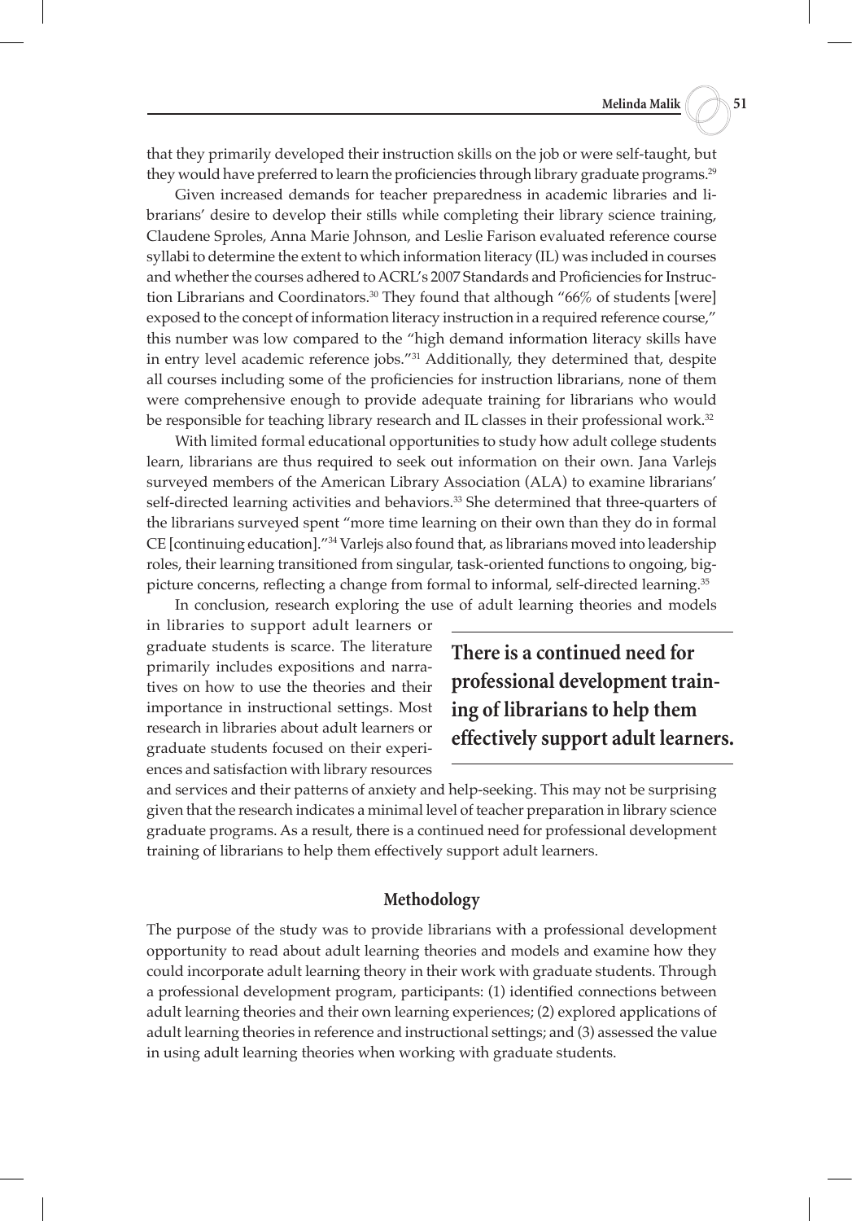that they primarily developed their instruction skills on the job or were self-taught, but they would have preferred to learn the proficiencies through library graduate programs.[29]

Given increased demands for teacher preparedness in academic libraries and librarians' desire to develop their stills while completing their library science training, Claudene Sproles, Anna Marie Johnson, and Leslie Farison evaluated reference course syllabi to determine the extent to which information literacy (IL) was included in courses and whether the courses adhered to ACRL's 2007 Standards and Proficiencies for Instruction Librarians and Coordinators.[30] They found that although "66% of students [were] exposed to the concept of information literacy instruction in a required reference course," this number was low compared to the "high demand information literacy skills have in entry level academic reference jobs."[31] Additionally, they determined that, despite all courses including some of the proficiencies for instruction librarians, none of them were comprehensive enough to provide adequate training for librarians who would be responsible for teaching library research and IL classes in their professional work.[32]

With limited formal educational opportunities to study how adult college students learn, librarians are thus required to seek out information on their own. Jana Varlejs surveyed members of the American Library Association (ALA) to examine librarians' self-directed learning activities and behaviors.[33] She determined that three-quarters of the librarians surveyed spent "more time learning on their own than they do in formal CE [continuing education]."[34] Varlejs also found that, as librarians moved into leadership roles, their learning transitioned from singular, task-oriented functions to ongoing, big-picture concerns, reflecting a change from formal to informal, self-directed learning.[35]

In conclusion, research exploring the use of adult learning theories and models in libraries to support adult learners or graduate students is scarce. The literature primarily includes expositions and narratives on how to use the theories and their importance in instructional settings. Most research in libraries about adult learners or graduate students focused on their experiences and satisfaction with library resources and services and their patterns of anxiety and help-seeking. This may not be surprising given that the research indicates a minimal level of teacher preparation in library science graduate programs. As a result, there is a continued need for professional development training of librarians to help them effectively support adult learners.

**There is a continued need for professional development training of librarians to help them effectively support adult learners.**

## Methodology

The purpose of the study was to provide librarians with a professional development opportunity to read about adult learning theories and models and examine how they could incorporate adult learning theory in their work with graduate students. Through a professional development program, participants: (1) identified connections between adult learning theories and their own learning experiences; (2) explored applications of adult learning theories in reference and instructional settings; and (3) assessed the value in using adult learning theories when working with graduate students.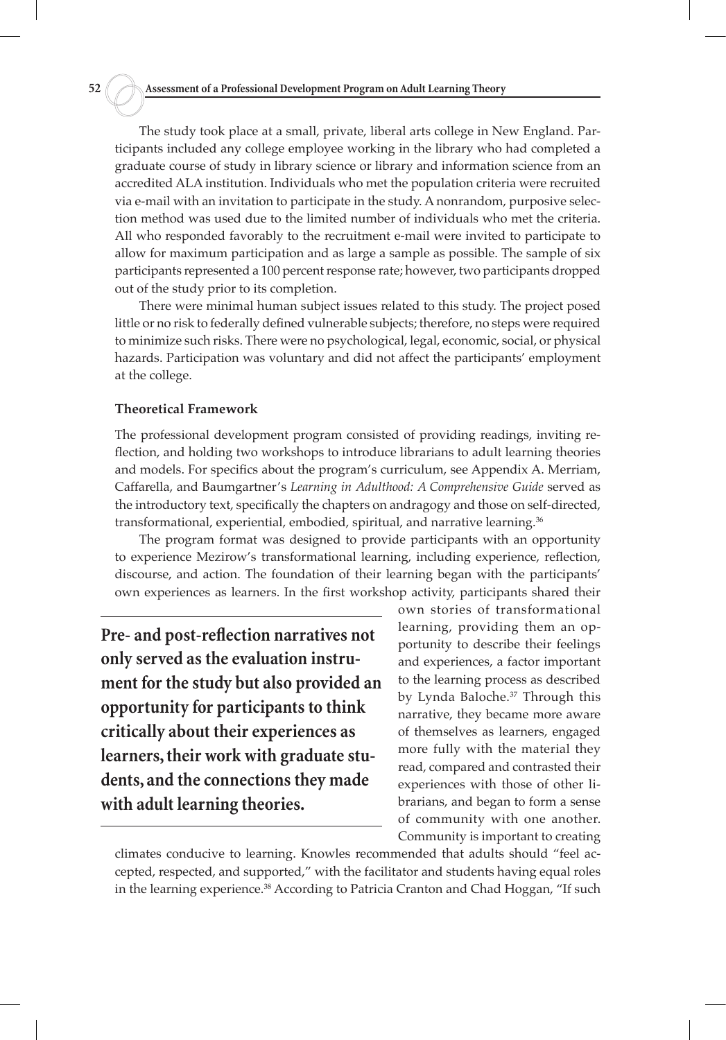The study took place at a small, private, liberal arts college in New England. Participants included any college employee working in the library who had completed a graduate course of study in library science or library and information science from an accredited ALA institution. Individuals who met the population criteria were recruited via e-mail with an invitation to participate in the study. A nonrandom, purposive selection method was used due to the limited number of individuals who met the criteria. All who responded favorably to the recruitment e-mail were invited to participate to allow for maximum participation and as large a sample as possible. The sample of six participants represented a 100 percent response rate; however, two participants dropped out of the study prior to its completion.

There were minimal human subject issues related to this study. The project posed little or no risk to federally defined vulnerable subjects; therefore, no steps were required to minimize such risks. There were no psychological, legal, economic, social, or physical hazards. Participation was voluntary and did not affect the participants' employment at the college.

#### Theoretical Framework

The professional development program consisted of providing readings, inviting reflection, and holding two workshops to introduce librarians to adult learning theories and models. For specifics about the program's curriculum, see Appendix A. Merriam, Caffarella, and Baumgartner's *Learning in Adulthood: A Comprehensive Guide* served as the introductory text, specifically the chapters on andragogy and those on self-directed, transformational, experiential, embodied, spiritual, and narrative learning.[36]

The program format was designed to provide participants with an opportunity to experience Mezirow's transformational learning, including experience, reflection, discourse, and action. The foundation of their learning began with the participants' own experiences as learners. In the first workshop activity, participants shared their own stories of transformational learning, providing them an opportunity to describe their feelings and experiences, a factor important to the learning process as described by Lynda Baloche.[37] Through this narrative, they became more aware of themselves as learners, engaged more fully with the material they read, compared and contrasted their experiences with those of other librarians, and began to form a sense of community with one another. Community is important to creating climates conducive to learning. Knowles recommended that adults should "feel accepted, respected, and supported," with the facilitator and students having equal roles in the learning experience.[38] According to Patricia Cranton and Chad Hoggan, "If such

**Pre- and post-reflection narratives not only served as the evaluation instrument for the study but also provided an opportunity for participants to think critically about their experiences as learners, their work with graduate students, and the connections they made with adult learning theories.**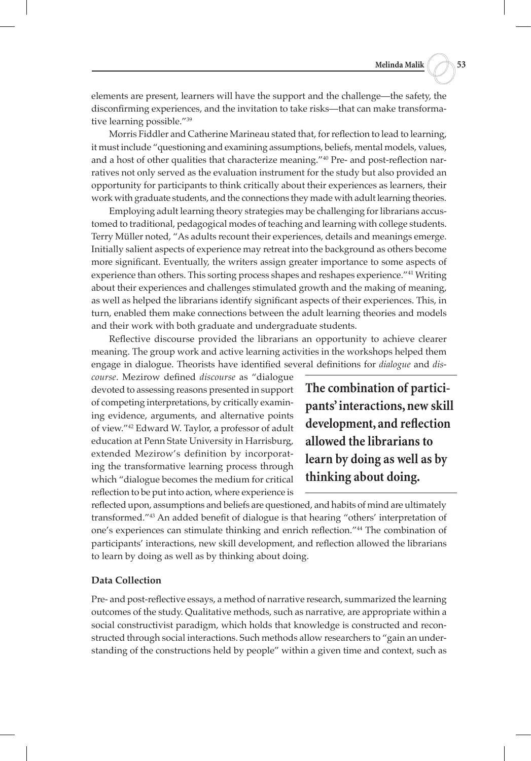elements are present, learners will have the support and the challenge—the safety, the disconfirming experiences, and the invitation to take risks—that can make transformative learning possible."[39]

Morris Fiddler and Catherine Marineau stated that, for reflection to lead to learning, it must include "questioning and examining assumptions, beliefs, mental models, values, and a host of other qualities that characterize meaning."[40] Pre- and post-reflection narratives not only served as the evaluation instrument for the study but also provided an opportunity for participants to think critically about their experiences as learners, their work with graduate students, and the connections they made with adult learning theories.

Employing adult learning theory strategies may be challenging for librarians accustomed to traditional, pedagogical modes of teaching and learning with college students. Terry Müller noted, "As adults recount their experiences, details and meanings emerge. Initially salient aspects of experience may retreat into the background as others become more significant. Eventually, the writers assign greater importance to some aspects of experience than others. This sorting process shapes and reshapes experience."[41] Writing about their experiences and challenges stimulated growth and the making of meaning, as well as helped the librarians identify significant aspects of their experiences. This, in turn, enabled them make connections between the adult learning theories and models and their work with both graduate and undergraduate students.

Reflective discourse provided the librarians an opportunity to achieve clearer meaning. The group work and active learning activities in the workshops helped them engage in dialogue. Theorists have identified several definitions for *dialogue* and *discourse*. Mezirow defined *discourse* as "dialogue devoted to assessing reasons presented in support of competing interpretations, by critically examining evidence, arguments, and alternative points of view."[42] Edward W. Taylor, a professor of adult education at Penn State University in Harrisburg, extended Mezirow's definition by incorporating the transformative learning process through which "dialogue becomes the medium for critical reflection to be put into action, where experience is reflected upon, assumptions and beliefs are questioned, and habits of mind are ultimately transformed."[43] An added benefit of dialogue is that hearing "others' interpretation of one's experiences can stimulate thinking and enrich reflection."[44] The combination of participants' interactions, new skill development, and reflection allowed the librarians to learn by doing as well as by thinking about doing.

**The combination of participants' interactions, new skill development, and reflection allowed the librarians to learn by doing as well as by thinking about doing.**

### Data Collection

Pre- and post-reflective essays, a method of narrative research, summarized the learning outcomes of the study. Qualitative methods, such as narrative, are appropriate within a social constructivist paradigm, which holds that knowledge is constructed and reconstructed through social interactions. Such methods allow researchers to "gain an understanding of the constructions held by people" within a given time and context, such as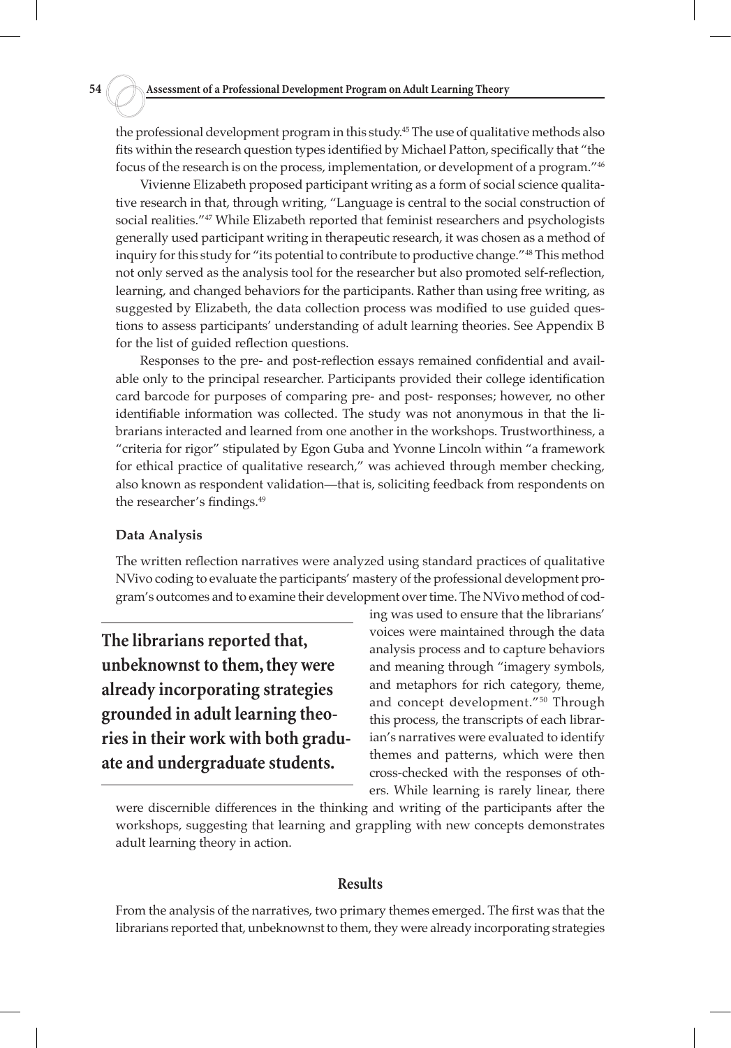the professional development program in this study.[45] The use of qualitative methods also fits within the research question types identified by Michael Patton, specifically that "the focus of the research is on the process, implementation, or development of a program."[46]

Vivienne Elizabeth proposed participant writing as a form of social science qualitative research in that, through writing, "Language is central to the social construction of social realities."[47] While Elizabeth reported that feminist researchers and psychologists generally used participant writing in therapeutic research, it was chosen as a method of inquiry for this study for "its potential to contribute to productive change."[48] This method not only served as the analysis tool for the researcher but also promoted self-reflection, learning, and changed behaviors for the participants. Rather than using free writing, as suggested by Elizabeth, the data collection process was modified to use guided questions to assess participants' understanding of adult learning theories. See Appendix B for the list of guided reflection questions.

Responses to the pre- and post-reflection essays remained confidential and available only to the principal researcher. Participants provided their college identification card barcode for purposes of comparing pre- and post- responses; however, no other identifiable information was collected. The study was not anonymous in that the librarians interacted and learned from one another in the workshops. Trustworthiness, a "criteria for rigor" stipulated by Egon Guba and Yvonne Lincoln within "a framework for ethical practice of qualitative research," was achieved through member checking, also known as respondent validation—that is, soliciting feedback from respondents on the researcher's findings.[49]

### Data Analysis

The written reflection narratives were analyzed using standard practices of qualitative NVivo coding to evaluate the participants' mastery of the professional development program's outcomes and to examine their development over time. The NVivo method of coding was used to ensure that the librarians' voices were maintained through the data analysis process and to capture behaviors and meaning through "imagery symbols, and metaphors for rich category, theme, and concept development."[50] Through this process, the transcripts of each librarian's narratives were evaluated to identify themes and patterns, which were then cross-checked with the responses of others. While learning is rarely linear, there were discernible differences in the thinking and writing of the participants after the workshops, suggesting that learning and grappling with new concepts demonstrates adult learning theory in action.

**The librarians reported that, unbeknownst to them, they were already incorporating strategies grounded in adult learning theories in their work with both graduate and undergraduate students.**

## Results

From the analysis of the narratives, two primary themes emerged. The first was that the librarians reported that, unbeknownst to them, they were already incorporating strategies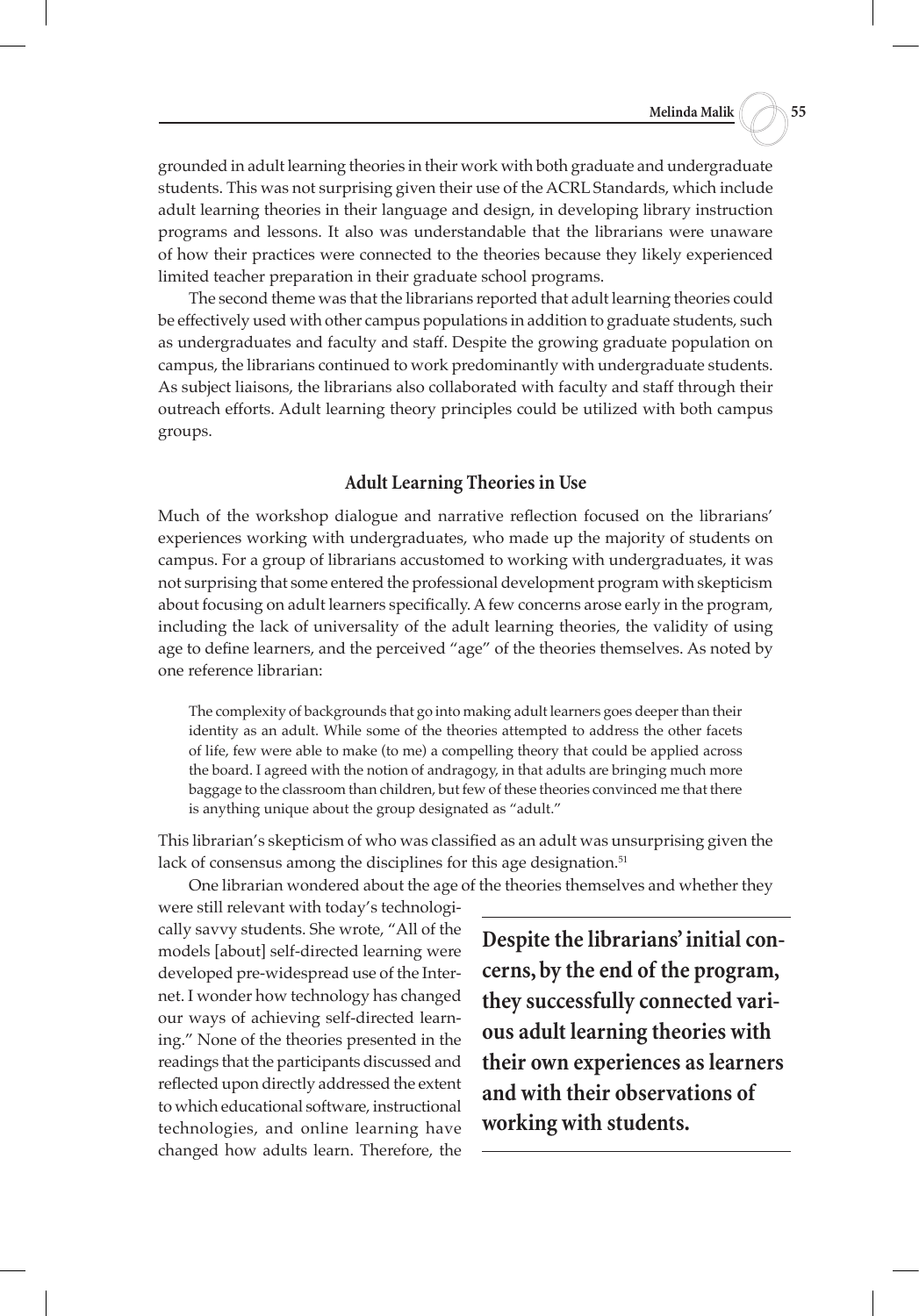grounded in adult learning theories in their work with both graduate and undergraduate students. This was not surprising given their use of the ACRL Standards, which include adult learning theories in their language and design, in developing library instruction programs and lessons. It also was understandable that the librarians were unaware of how their practices were connected to the theories because they likely experienced limited teacher preparation in their graduate school programs.

The second theme was that the librarians reported that adult learning theories could be effectively used with other campus populations in addition to graduate students, such as undergraduates and faculty and staff. Despite the growing graduate population on campus, the librarians continued to work predominantly with undergraduate students. As subject liaisons, the librarians also collaborated with faculty and staff through their outreach efforts. Adult learning theory principles could be utilized with both campus groups.

### Adult Learning Theories in Use

Much of the workshop dialogue and narrative reflection focused on the librarians' experiences working with undergraduates, who made up the majority of students on campus. For a group of librarians accustomed to working with undergraduates, it was not surprising that some entered the professional development program with skepticism about focusing on adult learners specifically. A few concerns arose early in the program, including the lack of universality of the adult learning theories, the validity of using age to define learners, and the perceived "age" of the theories themselves. As noted by one reference librarian:

> The complexity of backgrounds that go into making adult learners goes deeper than their identity as an adult. While some of the theories attempted to address the other facets of life, few were able to make (to me) a compelling theory that could be applied across the board. I agreed with the notion of andragogy, in that adults are bringing much more baggage to the classroom than children, but few of these theories convinced me that there is anything unique about the group designated as "adult."

This librarian's skepticism of who was classified as an adult was unsurprising given the lack of consensus among the disciplines for this age designation.[51]

One librarian wondered about the age of the theories themselves and whether they were still relevant with today's technologically savvy students. She wrote, "All of the models [about] self-directed learning were developed pre-widespread use of the Internet. I wonder how technology has changed our ways of achieving self-directed learning." None of the theories presented in the readings that the participants discussed and reflected upon directly addressed the extent to which educational software, instructional technologies, and online learning have changed how adults learn. Therefore, the

**Despite the librarians' initial concerns, by the end of the program, they successfully connected various adult learning theories with their own experiences as learners and with their observations of working with students.**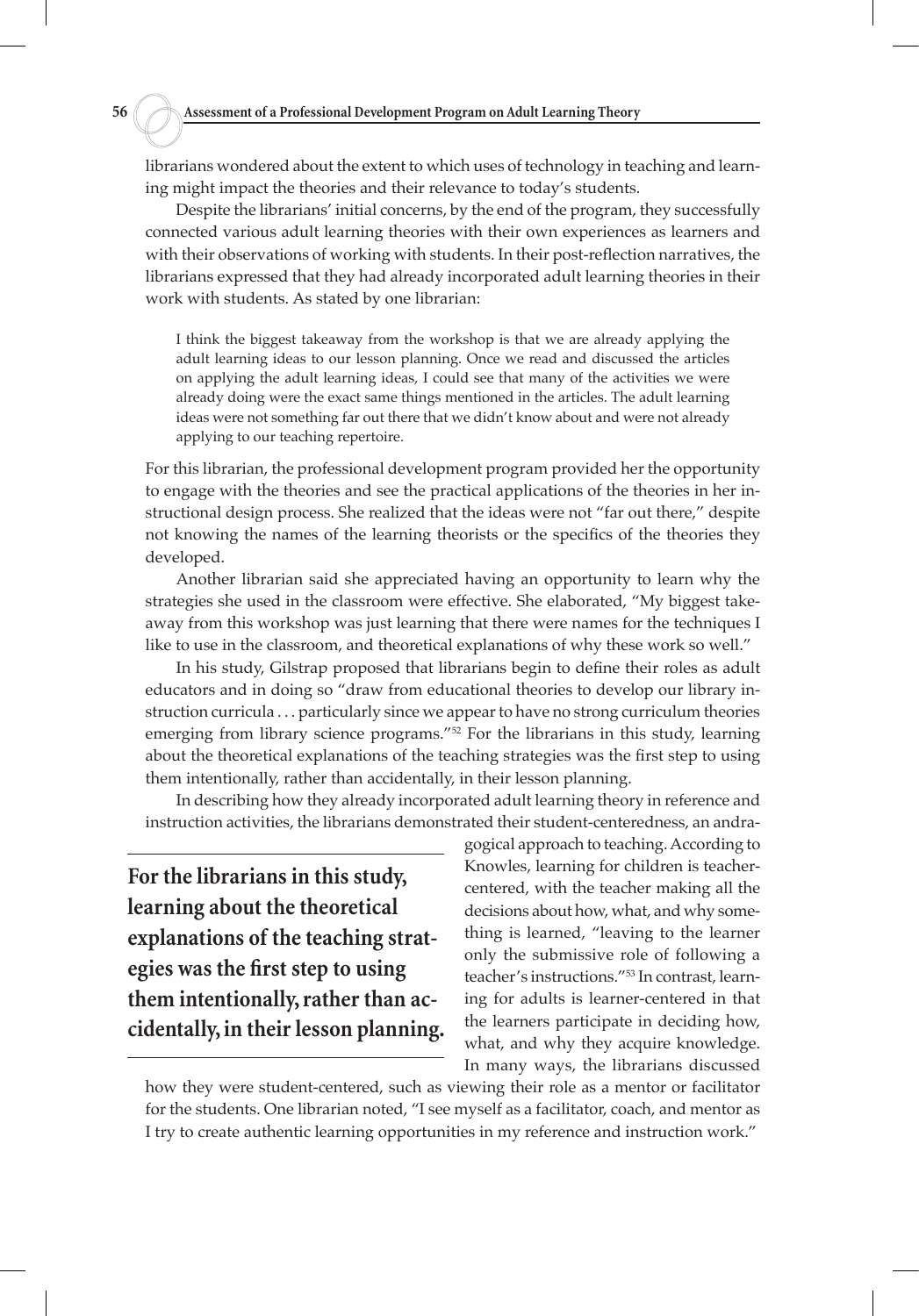librarians wondered about the extent to which uses of technology in teaching and learning might impact the theories and their relevance to today's students.

Despite the librarians' initial concerns, by the end of the program, they successfully connected various adult learning theories with their own experiences as learners and with their observations of working with students. In their post-reflection narratives, the librarians expressed that they had already incorporated adult learning theories in their work with students. As stated by one librarian:

> I think the biggest takeaway from the workshop is that we are already applying the adult learning ideas to our lesson planning. Once we read and discussed the articles on applying the adult learning ideas, I could see that many of the activities we were already doing were the exact same things mentioned in the articles. The adult learning ideas were not something far out there that we didn't know about and were not already applying to our teaching repertoire.

For this librarian, the professional development program provided her the opportunity to engage with the theories and see the practical applications of the theories in her instructional design process. She realized that the ideas were not "far out there," despite not knowing the names of the learning theorists or the specifics of the theories they developed.

Another librarian said she appreciated having an opportunity to learn why the strategies she used in the classroom were effective. She elaborated, "My biggest takeaway from this workshop was just learning that there were names for the techniques I like to use in the classroom, and theoretical explanations of why these work so well."

In his study, Gilstrap proposed that librarians begin to define their roles as adult educators and in doing so "draw from educational theories to develop our library instruction curricula . . . particularly since we appear to have no strong curriculum theories emerging from library science programs."[52] For the librarians in this study, learning about the theoretical explanations of the teaching strategies was the first step to using them intentionally, rather than accidentally, in their lesson planning.

In describing how they already incorporated adult learning theory in reference and instruction activities, the librarians demonstrated their student-centeredness, an andragogical approach to teaching. According to Knowles, learning for children is teacher-centered, with the teacher making all the decisions about how, what, and why something is learned, "leaving to the learner only the submissive role of following a teacher's instructions."[53] In contrast, learning for adults is learner-centered in that the learners participate in deciding how, what, and why they acquire knowledge. In many ways, the librarians discussed how they were student-centered, such as viewing their role as a mentor or facilitator for the students. One librarian noted, "I see myself as a facilitator, coach, and mentor as I try to create authentic learning opportunities in my reference and instruction work."

**For the librarians in this study, learning about the theoretical explanations of the teaching strategies was the first step to using them intentionally, rather than accidentally, in their lesson planning.**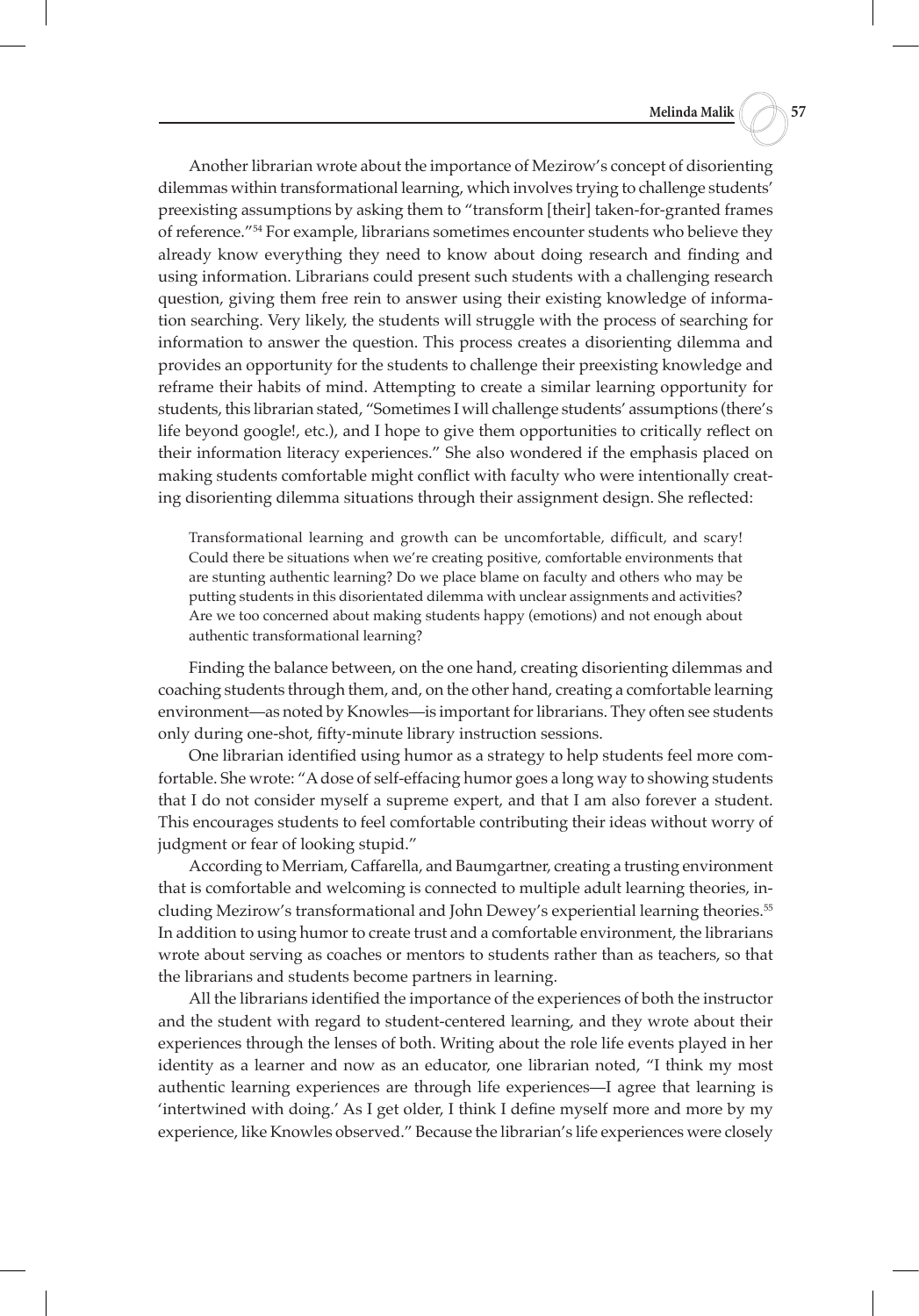Another librarian wrote about the importance of Mezirow's concept of disorienting dilemmas within transformational learning, which involves trying to challenge students' preexisting assumptions by asking them to "transform [their] taken-for-granted frames of reference."[54] For example, librarians sometimes encounter students who believe they already know everything they need to know about doing research and finding and using information. Librarians could present such students with a challenging research question, giving them free rein to answer using their existing knowledge of information searching. Very likely, the students will struggle with the process of searching for information to answer the question. This process creates a disorienting dilemma and provides an opportunity for the students to challenge their preexisting knowledge and reframe their habits of mind. Attempting to create a similar learning opportunity for students, this librarian stated, "Sometimes I will challenge students' assumptions (there's life beyond google!, etc.), and I hope to give them opportunities to critically reflect on their information literacy experiences." She also wondered if the emphasis placed on making students comfortable might conflict with faculty who were intentionally creating disorienting dilemma situations through their assignment design. She reflected:

> Transformational learning and growth can be uncomfortable, difficult, and scary! Could there be situations when we're creating positive, comfortable environments that are stunting authentic learning? Do we place blame on faculty and others who may be putting students in this disorientated dilemma with unclear assignments and activities? Are we too concerned about making students happy (emotions) and not enough about authentic transformational learning?

Finding the balance between, on the one hand, creating disorienting dilemmas and coaching students through them, and, on the other hand, creating a comfortable learning environment—as noted by Knowles—is important for librarians. They often see students only during one-shot, fifty-minute library instruction sessions.

One librarian identified using humor as a strategy to help students feel more comfortable. She wrote: "A dose of self-effacing humor goes a long way to showing students that I do not consider myself a supreme expert, and that I am also forever a student. This encourages students to feel comfortable contributing their ideas without worry of judgment or fear of looking stupid."

According to Merriam, Caffarella, and Baumgartner, creating a trusting environment that is comfortable and welcoming is connected to multiple adult learning theories, including Mezirow's transformational and John Dewey's experiential learning theories.[55] In addition to using humor to create trust and a comfortable environment, the librarians wrote about serving as coaches or mentors to students rather than as teachers, so that the librarians and students become partners in learning.

All the librarians identified the importance of the experiences of both the instructor and the student with regard to student-centered learning, and they wrote about their experiences through the lenses of both. Writing about the role life events played in her identity as a learner and now as an educator, one librarian noted, "I think my most authentic learning experiences are through life experiences—I agree that learning is 'intertwined with doing.' As I get older, I think I define myself more and more by my experience, like Knowles observed." Because the librarian's life experiences were closely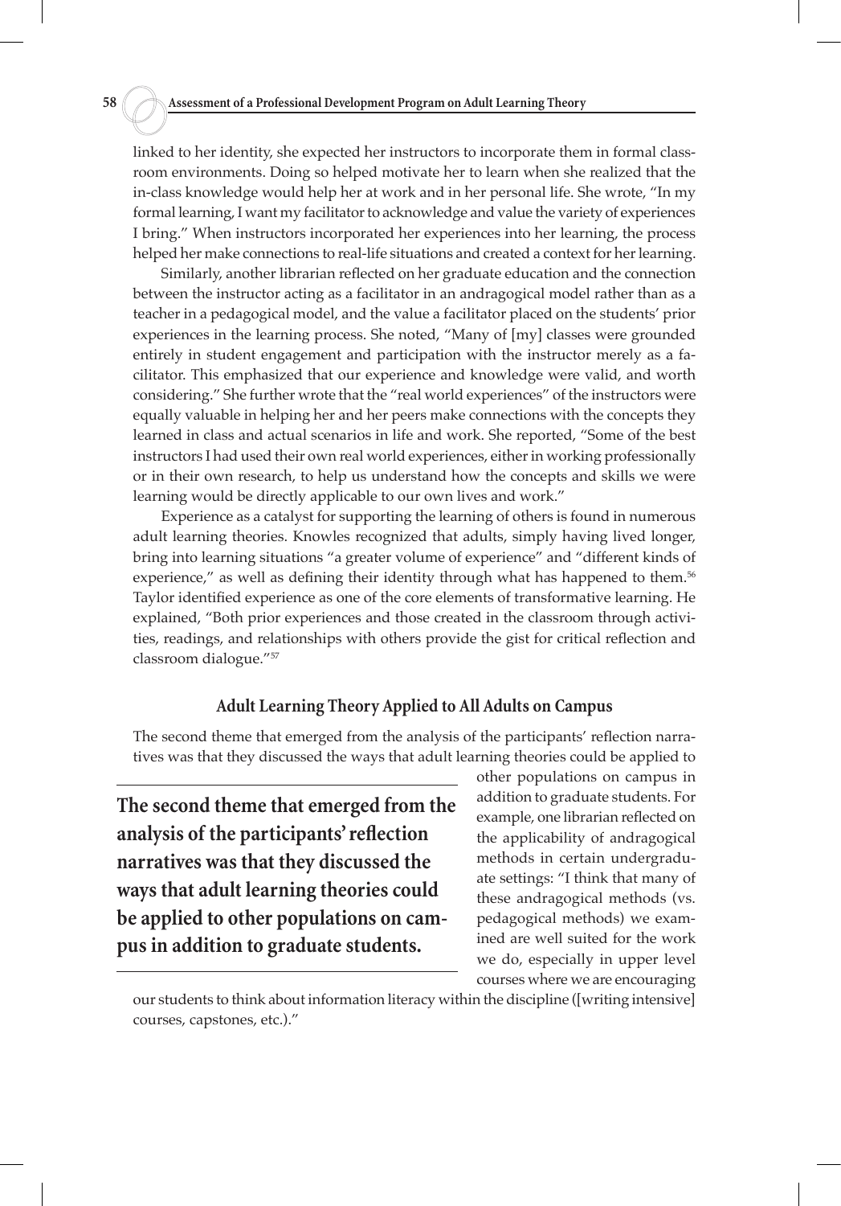linked to her identity, she expected her instructors to incorporate them in formal classroom environments. Doing so helped motivate her to learn when she realized that the in-class knowledge would help her at work and in her personal life. She wrote, "In my formal learning, I want my facilitator to acknowledge and value the variety of experiences I bring." When instructors incorporated her experiences into her learning, the process helped her make connections to real-life situations and created a context for her learning.

Similarly, another librarian reflected on her graduate education and the connection between the instructor acting as a facilitator in an andragogical model rather than as a teacher in a pedagogical model, and the value a facilitator placed on the students' prior experiences in the learning process. She noted, "Many of [my] classes were grounded entirely in student engagement and participation with the instructor merely as a facilitator. This emphasized that our experience and knowledge were valid, and worth considering." She further wrote that the "real world experiences" of the instructors were equally valuable in helping her and her peers make connections with the concepts they learned in class and actual scenarios in life and work. She reported, "Some of the best instructors I had used their own real world experiences, either in working professionally or in their own research, to help us understand how the concepts and skills we were learning would be directly applicable to our own lives and work."

Experience as a catalyst for supporting the learning of others is found in numerous adult learning theories. Knowles recognized that adults, simply having lived longer, bring into learning situations "a greater volume of experience" and "different kinds of experience," as well as defining their identity through what has happened to them.[56] Taylor identified experience as one of the core elements of transformative learning. He explained, "Both prior experiences and those created in the classroom through activities, readings, and relationships with others provide the gist for critical reflection and classroom dialogue."[57]

### Adult Learning Theory Applied to All Adults on Campus

The second theme that emerged from the analysis of the participants' reflection narratives was that they discussed the ways that adult learning theories could be applied to other populations on campus in addition to graduate students. For example, one librarian reflected on the applicability of andragogical methods in certain undergraduate settings: "I think that many of these andragogical methods (vs. pedagogical methods) we examined are well suited for the work we do, especially in upper level courses where we are encouraging our students to think about information literacy within the discipline ([writing intensive] courses, capstones, etc.)."

**The second theme that emerged from the analysis of the participants' reflection narratives was that they discussed the ways that adult learning theories could be applied to other populations on campus in addition to graduate students.**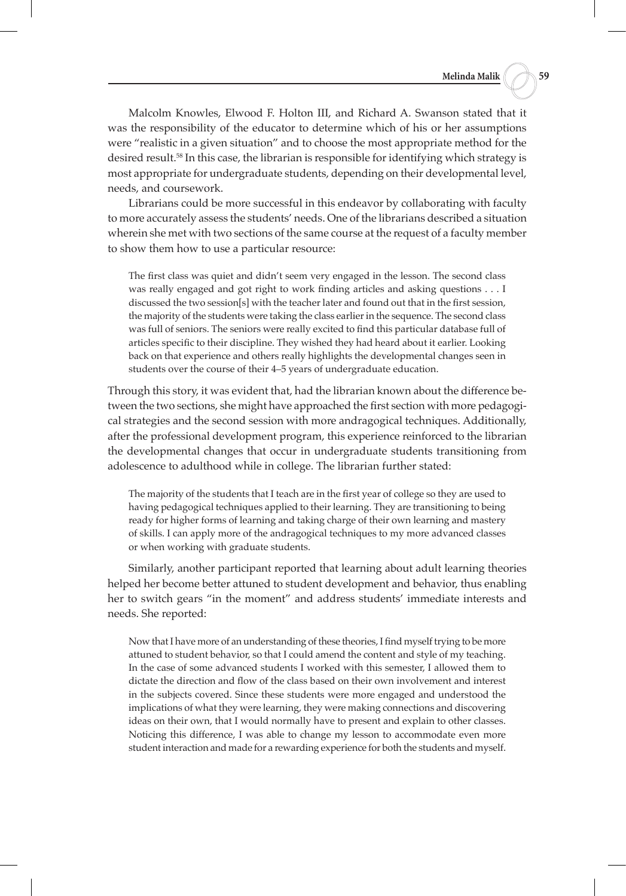Malcolm Knowles, Elwood F. Holton III, and Richard A. Swanson stated that it was the responsibility of the educator to determine which of his or her assumptions were "realistic in a given situation" and to choose the most appropriate method for the desired result.[58] In this case, the librarian is responsible for identifying which strategy is most appropriate for undergraduate students, depending on their developmental level, needs, and coursework.

Librarians could be more successful in this endeavor by collaborating with faculty to more accurately assess the students' needs. One of the librarians described a situation wherein she met with two sections of the same course at the request of a faculty member to show them how to use a particular resource:

> The first class was quiet and didn't seem very engaged in the lesson. The second class was really engaged and got right to work finding articles and asking questions . . . I discussed the two session[s] with the teacher later and found out that in the first session, the majority of the students were taking the class earlier in the sequence. The second class was full of seniors. The seniors were really excited to find this particular database full of articles specific to their discipline. They wished they had heard about it earlier. Looking back on that experience and others really highlights the developmental changes seen in students over the course of their 4–5 years of undergraduate education.

Through this story, it was evident that, had the librarian known about the difference between the two sections, she might have approached the first section with more pedagogical strategies and the second session with more andragogical techniques. Additionally, after the professional development program, this experience reinforced to the librarian the developmental changes that occur in undergraduate students transitioning from adolescence to adulthood while in college. The librarian further stated:

> The majority of the students that I teach are in the first year of college so they are used to having pedagogical techniques applied to their learning. They are transitioning to being ready for higher forms of learning and taking charge of their own learning and mastery of skills. I can apply more of the andragogical techniques to my more advanced classes or when working with graduate students.

Similarly, another participant reported that learning about adult learning theories helped her become better attuned to student development and behavior, thus enabling her to switch gears "in the moment" and address students' immediate interests and needs. She reported:

> Now that I have more of an understanding of these theories, I find myself trying to be more attuned to student behavior, so that I could amend the content and style of my teaching. In the case of some advanced students I worked with this semester, I allowed them to dictate the direction and flow of the class based on their own involvement and interest in the subjects covered. Since these students were more engaged and understood the implications of what they were learning, they were making connections and discovering ideas on their own, that I would normally have to present and explain to other classes. Noticing this difference, I was able to change my lesson to accommodate even more student interaction and made for a rewarding experience for both the students and myself.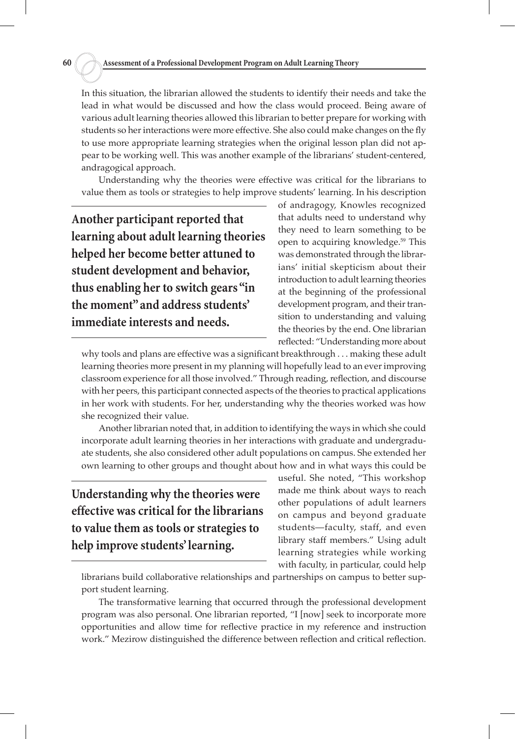In this situation, the librarian allowed the students to identify their needs and take the lead in what would be discussed and how the class would proceed. Being aware of various adult learning theories allowed this librarian to better prepare for working with students so her interactions were more effective. She also could make changes on the fly to use more appropriate learning strategies when the original lesson plan did not appear to be working well. This was another example of the librarians' student-centered, andragogical approach.

Understanding why the theories were effective was critical for the librarians to value them as tools or strategies to help improve students' learning. In his description of andragogy, Knowles recognized that adults need to understand why they need to learn something to be open to acquiring knowledge.[59] This was demonstrated through the librarians' initial skepticism about their introduction to adult learning theories at the beginning of the professional development program, and their transition to understanding and valuing the theories by the end. One librarian reflected: "Understanding more about why tools and plans are effective was a significant breakthrough . . . making these adult learning theories more present in my planning will hopefully lead to an ever improving classroom experience for all those involved." Through reading, reflection, and discourse with her peers, this participant connected aspects of the theories to practical applications in her work with students. For her, understanding why the theories worked was how she recognized their value.

**Another participant reported that learning about adult learning theories helped her become better attuned to student development and behavior, thus enabling her to switch gears "in the moment" and address students' immediate interests and needs.**

Another librarian noted that, in addition to identifying the ways in which she could incorporate adult learning theories in her interactions with graduate and undergraduate students, she also considered other adult populations on campus. She extended her own learning to other groups and thought about how and in what ways this could be useful. She noted, "This workshop made me think about ways to reach other populations of adult learners on campus and beyond graduate students—faculty, staff, and even library staff members." Using adult learning strategies while working with faculty, in particular, could help librarians build collaborative relationships and partnerships on campus to better support student learning.

**Understanding why the theories were effective was critical for the librarians to value them as tools or strategies to help improve students' learning.**

The transformative learning that occurred through the professional development program was also personal. One librarian reported, "I [now] seek to incorporate more opportunities and allow time for reflective practice in my reference and instruction work." Mezirow distinguished the difference between reflection and critical reflection.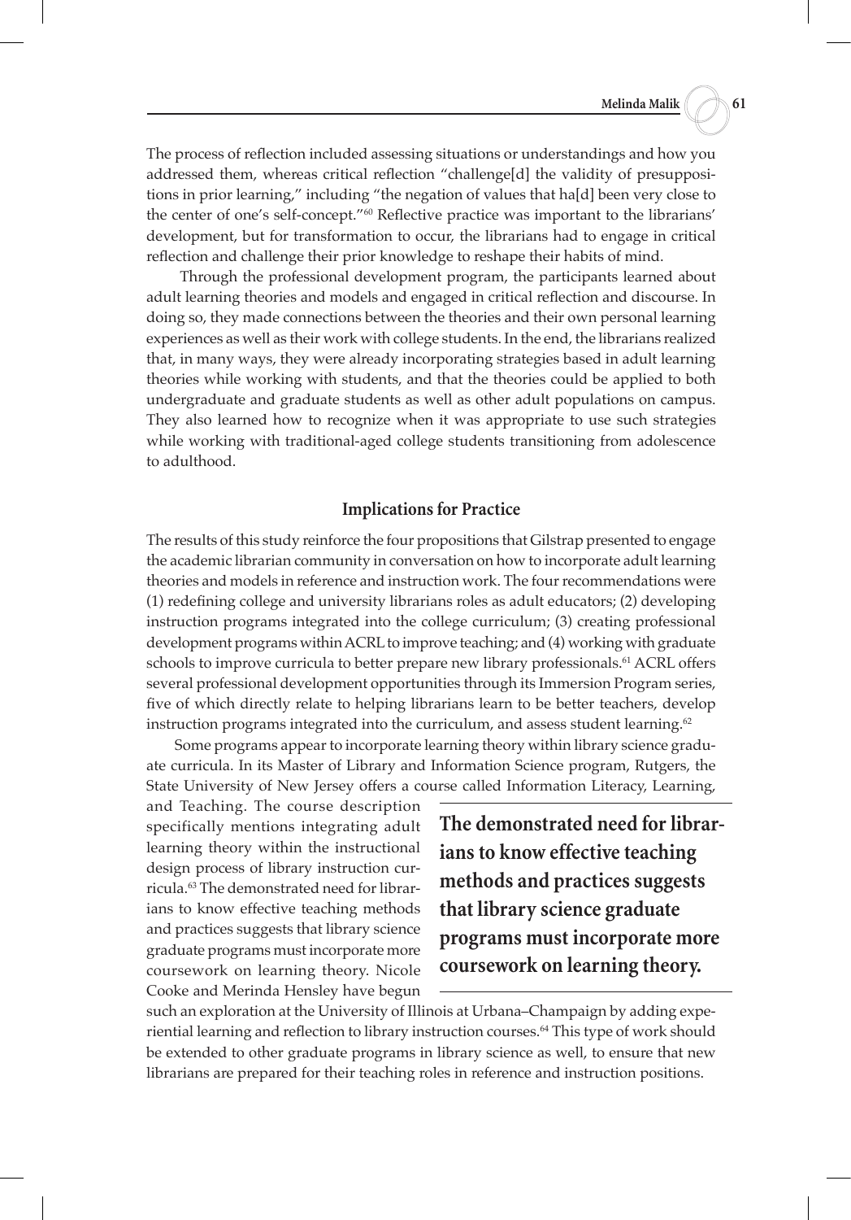The process of reflection included assessing situations or understandings and how you addressed them, whereas critical reflection "challenge[d] the validity of presuppositions in prior learning," including "the negation of values that ha[d] been very close to the center of one's self-concept."[60] Reflective practice was important to the librarians' development, but for transformation to occur, the librarians had to engage in critical reflection and challenge their prior knowledge to reshape their habits of mind.

Through the professional development program, the participants learned about adult learning theories and models and engaged in critical reflection and discourse. In doing so, they made connections between the theories and their own personal learning experiences as well as their work with college students. In the end, the librarians realized that, in many ways, they were already incorporating strategies based in adult learning theories while working with students, and that the theories could be applied to both undergraduate and graduate students as well as other adult populations on campus. They also learned how to recognize when it was appropriate to use such strategies while working with traditional-aged college students transitioning from adolescence to adulthood.

## Implications for Practice

The results of this study reinforce the four propositions that Gilstrap presented to engage the academic librarian community in conversation on how to incorporate adult learning theories and models in reference and instruction work. The four recommendations were (1) redefining college and university librarians roles as adult educators; (2) developing instruction programs integrated into the college curriculum; (3) creating professional development programs within ACRL to improve teaching; and (4) working with graduate schools to improve curricula to better prepare new library professionals.[61] ACRL offers several professional development opportunities through its Immersion Program series, five of which directly relate to helping librarians learn to be better teachers, develop instruction programs integrated into the curriculum, and assess student learning.[62]

Some programs appear to incorporate learning theory within library science graduate curricula. In its Master of Library and Information Science program, Rutgers, the State University of New Jersey offers a course called Information Literacy, Learning, and Teaching. The course description specifically mentions integrating adult learning theory within the instructional design process of library instruction curricula.[63] The demonstrated need for librarians to know effective teaching methods and practices suggests that library science graduate programs must incorporate more coursework on learning theory. Nicole Cooke and Merinda Hensley have begun such an exploration at the University of Illinois at Urbana–Champaign by adding experiential learning and reflection to library instruction courses.[64] This type of work should be extended to other graduate programs in library science as well, to ensure that new librarians are prepared for their teaching roles in reference and instruction positions.

**The demonstrated need for librarians to know effective teaching methods and practices suggests that library science graduate programs must incorporate more coursework on learning theory.**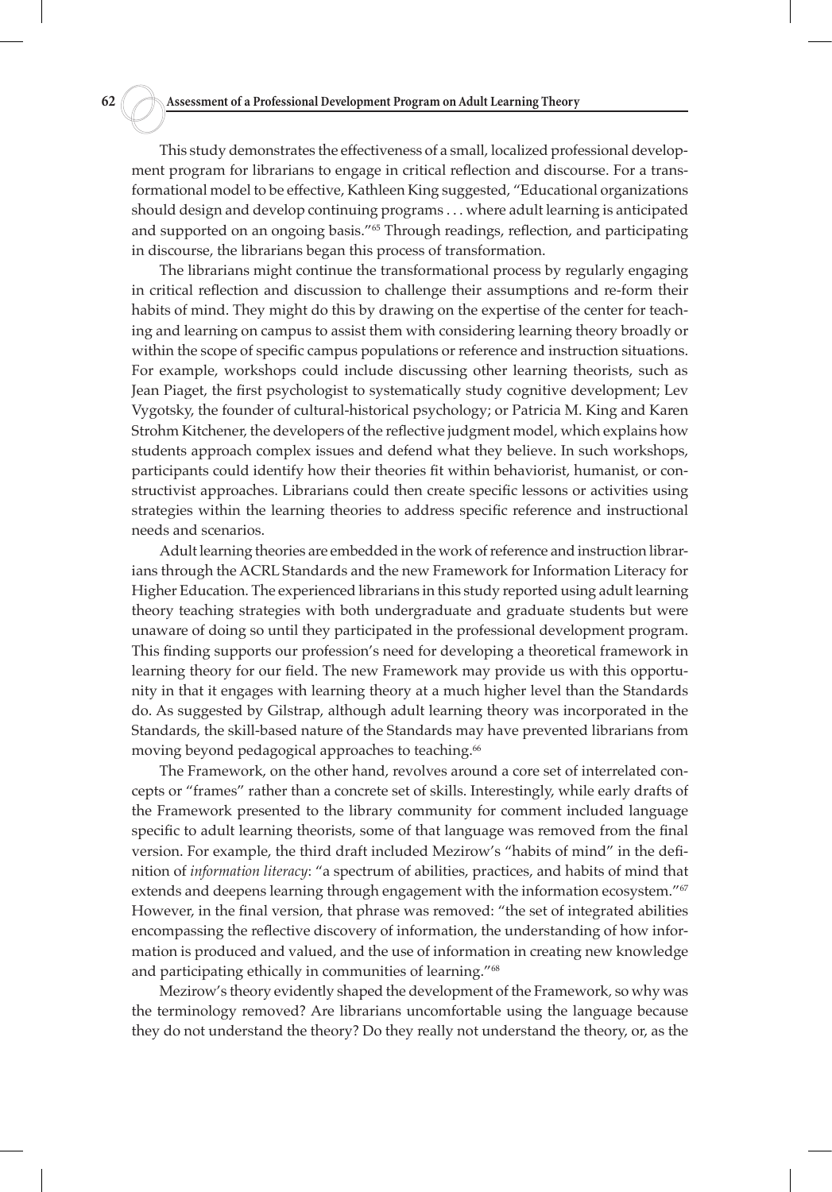This study demonstrates the effectiveness of a small, localized professional development program for librarians to engage in critical reflection and discourse. For a transformational model to be effective, Kathleen King suggested, "Educational organizations should design and develop continuing programs . . . where adult learning is anticipated and supported on an ongoing basis."[65] Through readings, reflection, and participating in discourse, the librarians began this process of transformation.

The librarians might continue the transformational process by regularly engaging in critical reflection and discussion to challenge their assumptions and re-form their habits of mind. They might do this by drawing on the expertise of the center for teaching and learning on campus to assist them with considering learning theory broadly or within the scope of specific campus populations or reference and instruction situations. For example, workshops could include discussing other learning theorists, such as Jean Piaget, the first psychologist to systematically study cognitive development; Lev Vygotsky, the founder of cultural-historical psychology; or Patricia M. King and Karen Strohm Kitchener, the developers of the reflective judgment model, which explains how students approach complex issues and defend what they believe. In such workshops, participants could identify how their theories fit within behaviorist, humanist, or constructivist approaches. Librarians could then create specific lessons or activities using strategies within the learning theories to address specific reference and instructional needs and scenarios.

Adult learning theories are embedded in the work of reference and instruction librarians through the ACRL Standards and the new Framework for Information Literacy for Higher Education. The experienced librarians in this study reported using adult learning theory teaching strategies with both undergraduate and graduate students but were unaware of doing so until they participated in the professional development program. This finding supports our profession's need for developing a theoretical framework in learning theory for our field. The new Framework may provide us with this opportunity in that it engages with learning theory at a much higher level than the Standards do. As suggested by Gilstrap, although adult learning theory was incorporated in the Standards, the skill-based nature of the Standards may have prevented librarians from moving beyond pedagogical approaches to teaching.[66]

The Framework, on the other hand, revolves around a core set of interrelated concepts or "frames" rather than a concrete set of skills. Interestingly, while early drafts of the Framework presented to the library community for comment included language specific to adult learning theorists, some of that language was removed from the final version. For example, the third draft included Mezirow's "habits of mind" in the definition of *information literacy*: "a spectrum of abilities, practices, and habits of mind that extends and deepens learning through engagement with the information ecosystem."[67] However, in the final version, that phrase was removed: "the set of integrated abilities encompassing the reflective discovery of information, the understanding of how information is produced and valued, and the use of information in creating new knowledge and participating ethically in communities of learning."[68]

Mezirow's theory evidently shaped the development of the Framework, so why was the terminology removed? Are librarians uncomfortable using the language because they do not understand the theory? Do they really not understand the theory, or, as the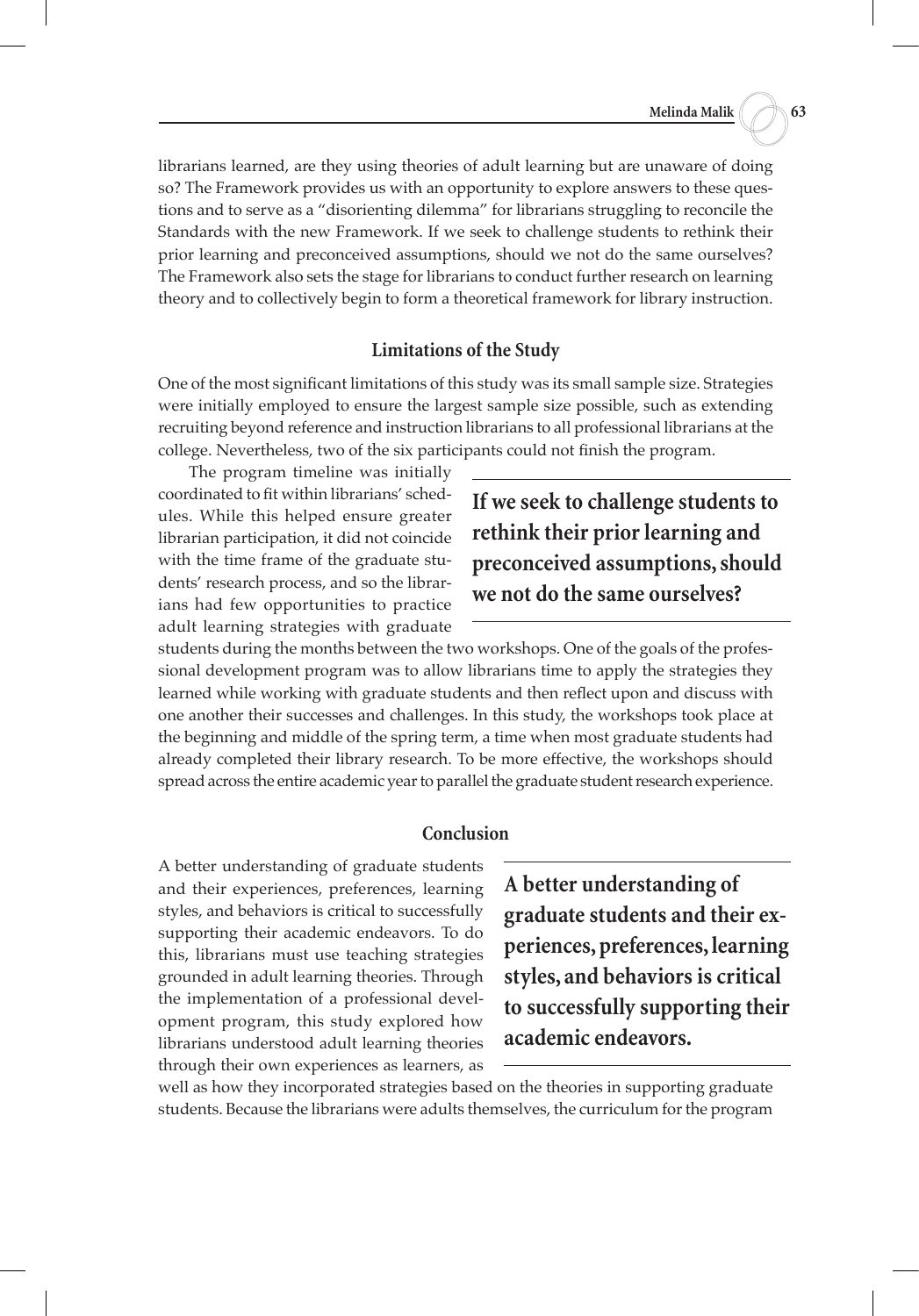librarians learned, are they using theories of adult learning but are unaware of doing so? The Framework provides us with an opportunity to explore answers to these questions and to serve as a "disorienting dilemma" for librarians struggling to reconcile the Standards with the new Framework. If we seek to challenge students to rethink their prior learning and preconceived assumptions, should we not do the same ourselves? The Framework also sets the stage for librarians to conduct further research on learning theory and to collectively begin to form a theoretical framework for library instruction.

## Limitations of the Study

One of the most significant limitations of this study was its small sample size. Strategies were initially employed to ensure the largest sample size possible, such as extending recruiting beyond reference and instruction librarians to all professional librarians at the college. Nevertheless, two of the six participants could not finish the program.

The program timeline was initially coordinated to fit within librarians' schedules. While this helped ensure greater librarian participation, it did not coincide with the time frame of the graduate students' research process, and so the librarians had few opportunities to practice adult learning strategies with graduate students during the months between the two workshops. One of the goals of the professional development program was to allow librarians time to apply the strategies they learned while working with graduate students and then reflect upon and discuss with one another their successes and challenges. In this study, the workshops took place at the beginning and middle of the spring term, a time when most graduate students had already completed their library research. To be more effective, the workshops should spread across the entire academic year to parallel the graduate student research experience.

**If we seek to challenge students to rethink their prior learning and preconceived assumptions, should we not do the same ourselves?**

## Conclusion

A better understanding of graduate students and their experiences, preferences, learning styles, and behaviors is critical to successfully supporting their academic endeavors. To do this, librarians must use teaching strategies grounded in adult learning theories. Through the implementation of a professional development program, this study explored how librarians understood adult learning theories through their own experiences as learners, as well as how they incorporated strategies based on the theories in supporting graduate students. Because the librarians were adults themselves, the curriculum for the program

**A better understanding of graduate students and their experiences, preferences, learning styles, and behaviors is critical to successfully supporting their academic endeavors.**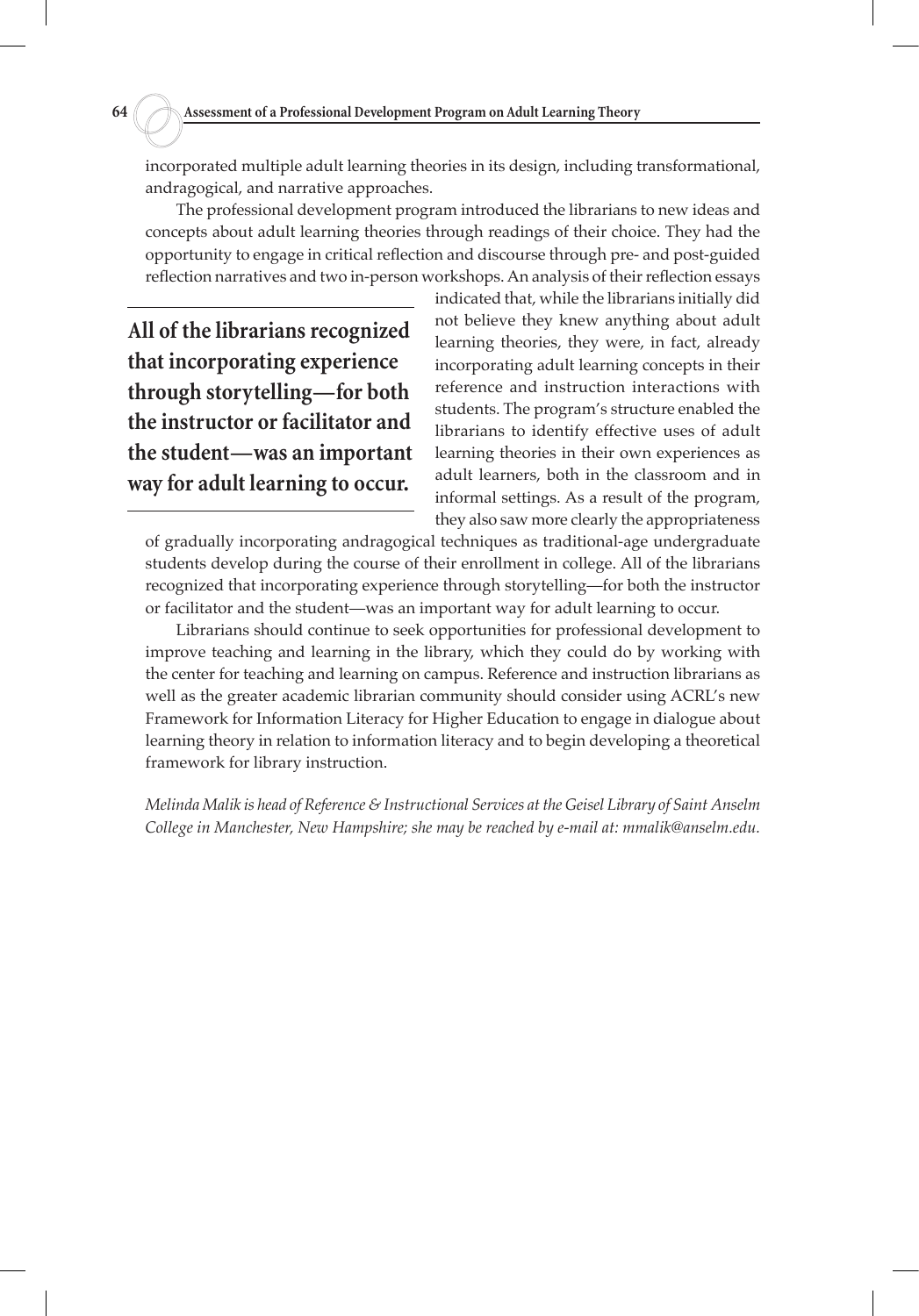incorporated multiple adult learning theories in its design, including transformational, andragogical, and narrative approaches.

The professional development program introduced the librarians to new ideas and concepts about adult learning theories through readings of their choice. They had the opportunity to engage in critical reflection and discourse through pre- and post-guided reflection narratives and two in-person workshops. An analysis of their reflection essays indicated that, while the librarians initially did not believe they knew anything about adult learning theories, they were, in fact, already incorporating adult learning concepts in their reference and instruction interactions with students. The program's structure enabled the librarians to identify effective uses of adult learning theories in their own experiences as adult learners, both in the classroom and in informal settings. As a result of the program, they also saw more clearly the appropriateness of gradually incorporating andragogical techniques as traditional-age undergraduate students develop during the course of their enrollment in college. All of the librarians recognized that incorporating experience through storytelling—for both the instructor or facilitator and the student—was an important way for adult learning to occur.

> **All of the librarians recognized that incorporating experience through storytelling—for both the instructor or facilitator and the student—was an important way for adult learning to occur.**

Librarians should continue to seek opportunities for professional development to improve teaching and learning in the library, which they could do by working with the center for teaching and learning on campus. Reference and instruction librarians as well as the greater academic librarian community should consider using ACRL's new Framework for Information Literacy for Higher Education to engage in dialogue about learning theory in relation to information literacy and to begin developing a theoretical framework for library instruction.

*Melinda Malik is head of Reference & Instructional Services at the Geisel Library of Saint Anselm College in Manchester, New Hampshire; she may be reached by e-mail at: mmalik@anselm.edu.*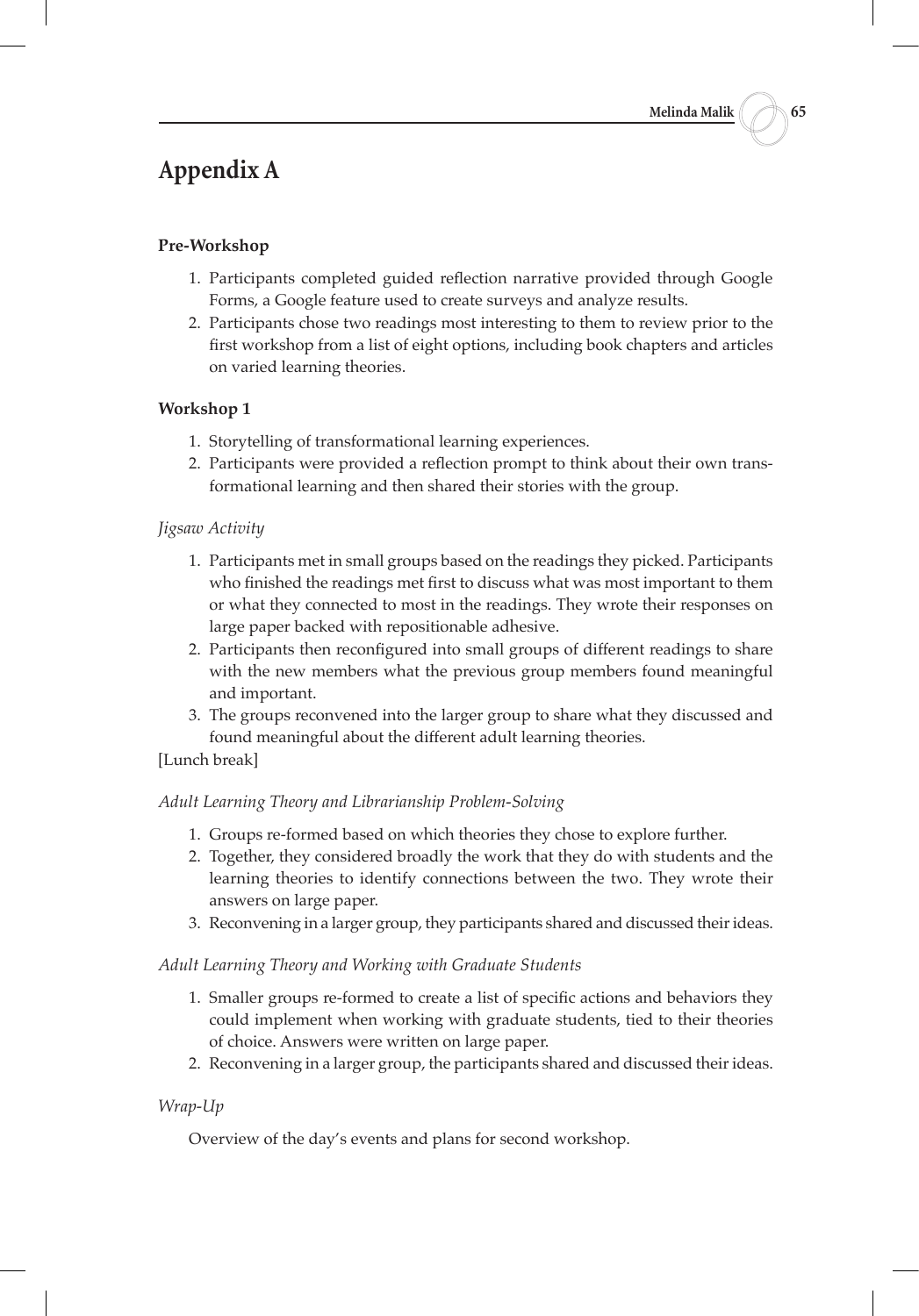# Appendix A

**Pre-Workshop**

1. Participants completed guided reflection narrative provided through Google Forms, a Google feature used to create surveys and analyze results.
2. Participants chose two readings most interesting to them to review prior to the first workshop from a list of eight options, including book chapters and articles on varied learning theories.

**Workshop 1**

1. Storytelling of transformational learning experiences.
2. Participants were provided a reflection prompt to think about their own transformational learning and then shared their stories with the group.

*Jigsaw Activity*

1. Participants met in small groups based on the readings they picked. Participants who finished the readings met first to discuss what was most important to them or what they connected to most in the readings. They wrote their responses on large paper backed with repositionable adhesive.
2. Participants then reconfigured into small groups of different readings to share with the new members what the previous group members found meaningful and important.
3. The groups reconvened into the larger group to share what they discussed and found meaningful about the different adult learning theories.

[Lunch break]

*Adult Learning Theory and Librarianship Problem-Solving*

1. Groups re-formed based on which theories they chose to explore further.
2. Together, they considered broadly the work that they do with students and the learning theories to identify connections between the two. They wrote their answers on large paper.
3. Reconvening in a larger group, they participants shared and discussed their ideas.

*Adult Learning Theory and Working with Graduate Students*

1. Smaller groups re-formed to create a list of specific actions and behaviors they could implement when working with graduate students, tied to their theories of choice. Answers were written on large paper.
2. Reconvening in a larger group, the participants shared and discussed their ideas.

*Wrap-Up*

Overview of the day's events and plans for second workshop.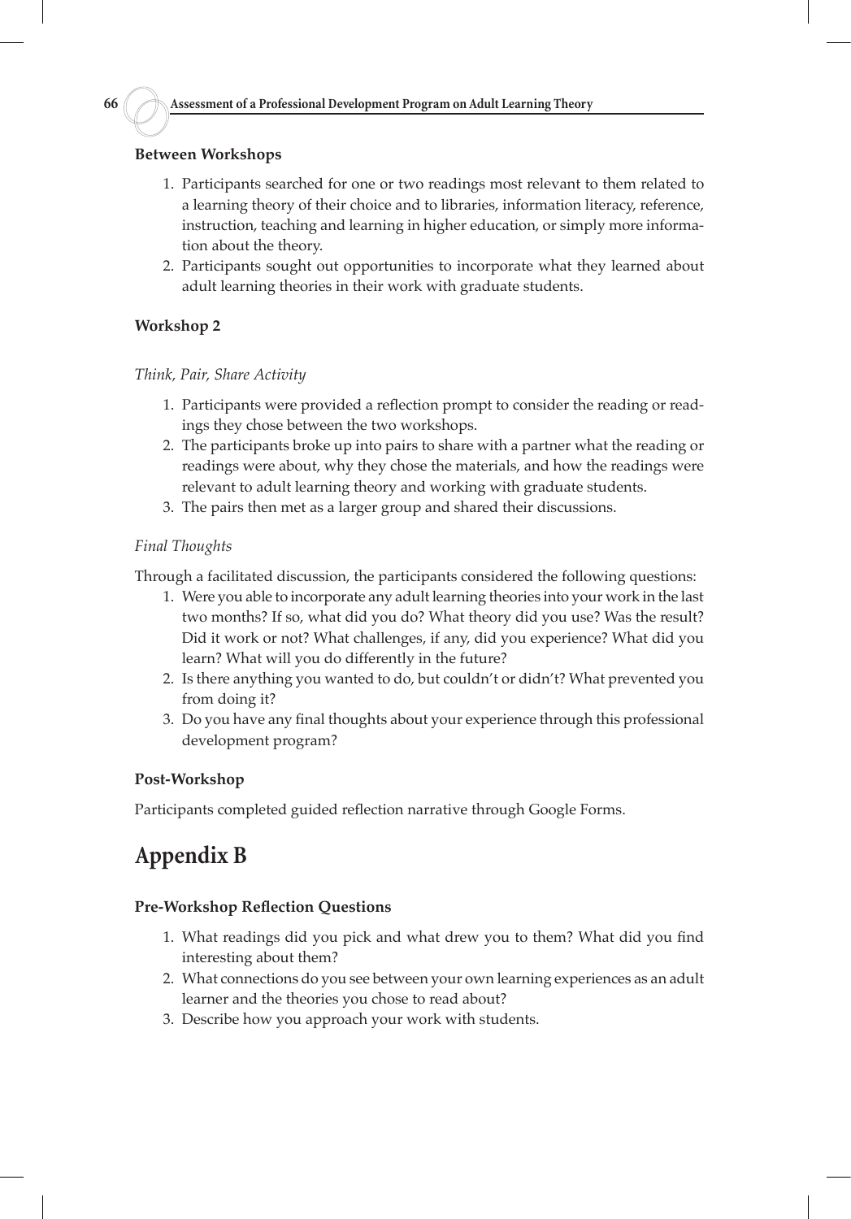### Between Workshops

1. Participants searched for one or two readings most relevant to them related to a learning theory of their choice and to libraries, information literacy, reference, instruction, teaching and learning in higher education, or simply more information about the theory.
2. Participants sought out opportunities to incorporate what they learned about adult learning theories in their work with graduate students.

### Workshop 2

*Think, Pair, Share Activity*

1. Participants were provided a reflection prompt to consider the reading or readings they chose between the two workshops.
2. The participants broke up into pairs to share with a partner what the reading or readings were about, why they chose the materials, and how the readings were relevant to adult learning theory and working with graduate students.
3. The pairs then met as a larger group and shared their discussions.

*Final Thoughts*

Through a facilitated discussion, the participants considered the following questions:

1. Were you able to incorporate any adult learning theories into your work in the last two months? If so, what did you do? What theory did you use? Was the result? Did it work or not? What challenges, if any, did you experience? What did you learn? What will you do differently in the future?
2. Is there anything you wanted to do, but couldn't or didn't? What prevented you from doing it?
3. Do you have any final thoughts about your experience through this professional development program?

### Post-Workshop

Participants completed guided reflection narrative through Google Forms.

## Appendix B

### Pre-Workshop Reflection Questions

1. What readings did you pick and what drew you to them? What did you find interesting about them?
2. What connections do you see between your own learning experiences as an adult learner and the theories you chose to read about?
3. Describe how you approach your work with students.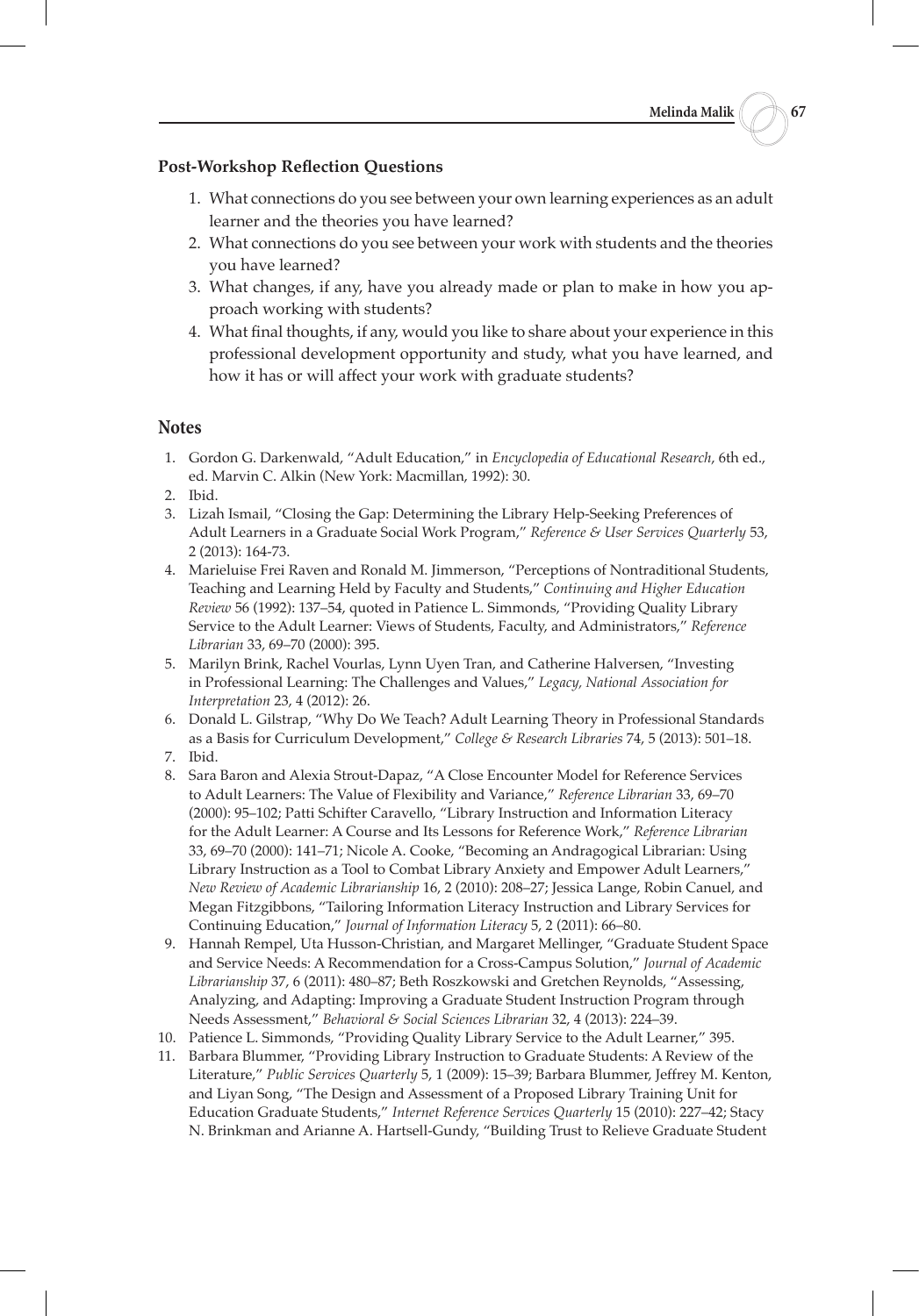### Post-Workshop Reflection Questions

1. What connections do you see between your own learning experiences as an adult learner and the theories you have learned?
2. What connections do you see between your work with students and the theories you have learned?
3. What changes, if any, have you already made or plan to make in how you approach working with students?
4. What final thoughts, if any, would you like to share about your experience in this professional development opportunity and study, what you have learned, and how it has or will affect your work with graduate students?

## Notes

1. Gordon G. Darkenwald, "Adult Education," in *Encyclopedia of Educational Research*, 6th ed., ed. Marvin C. Alkin (New York: Macmillan, 1992): 30.
2. Ibid.
3. Lizah Ismail, "Closing the Gap: Determining the Library Help-Seeking Preferences of Adult Learners in a Graduate Social Work Program," *Reference & User Services Quarterly* 53, 2 (2013): 164-73.
4. Marieluise Frei Raven and Ronald M. Jimmerson, "Perceptions of Nontraditional Students, Teaching and Learning Held by Faculty and Students," *Continuing and Higher Education Review* 56 (1992): 137–54, quoted in Patience L. Simmonds, "Providing Quality Library Service to the Adult Learner: Views of Students, Faculty, and Administrators," *Reference Librarian* 33, 69–70 (2000): 395.
5. Marilyn Brink, Rachel Vourlas, Lynn Uyen Tran, and Catherine Halversen, "Investing in Professional Learning: The Challenges and Values," *Legacy, National Association for Interpretation* 23, 4 (2012): 26.
6. Donald L. Gilstrap, "Why Do We Teach? Adult Learning Theory in Professional Standards as a Basis for Curriculum Development," *College & Research Libraries* 74, 5 (2013): 501–18.
7. Ibid.
8. Sara Baron and Alexia Strout-Dapaz, "A Close Encounter Model for Reference Services to Adult Learners: The Value of Flexibility and Variance," *Reference Librarian* 33, 69–70 (2000): 95–102; Patti Schifter Caravello, "Library Instruction and Information Literacy for the Adult Learner: A Course and Its Lessons for Reference Work," *Reference Librarian* 33, 69–70 (2000): 141–71; Nicole A. Cooke, "Becoming an Andragogical Librarian: Using Library Instruction as a Tool to Combat Library Anxiety and Empower Adult Learners," *New Review of Academic Librarianship* 16, 2 (2010): 208–27; Jessica Lange, Robin Canuel, and Megan Fitzgibbons, "Tailoring Information Literacy Instruction and Library Services for Continuing Education," *Journal of Information Literacy* 5, 2 (2011): 66–80.
9. Hannah Rempel, Uta Husson-Christian, and Margaret Mellinger, "Graduate Student Space and Service Needs: A Recommendation for a Cross-Campus Solution," *Journal of Academic Librarianship* 37, 6 (2011): 480–87; Beth Roszkowski and Gretchen Reynolds, "Assessing, Analyzing, and Adapting: Improving a Graduate Student Instruction Program through Needs Assessment," *Behavioral & Social Sciences Librarian* 32, 4 (2013): 224–39.
10. Patience L. Simmonds, "Providing Quality Library Service to the Adult Learner," 395.
11. Barbara Blummer, "Providing Library Instruction to Graduate Students: A Review of the Literature," *Public Services Quarterly* 5, 1 (2009): 15–39; Barbara Blummer, Jeffrey M. Kenton, and Liyan Song, "The Design and Assessment of a Proposed Library Training Unit for Education Graduate Students," *Internet Reference Services Quarterly* 15 (2010): 227–42; Stacy N. Brinkman and Arianne A. Hartsell-Gundy, "Building Trust to Relieve Graduate Student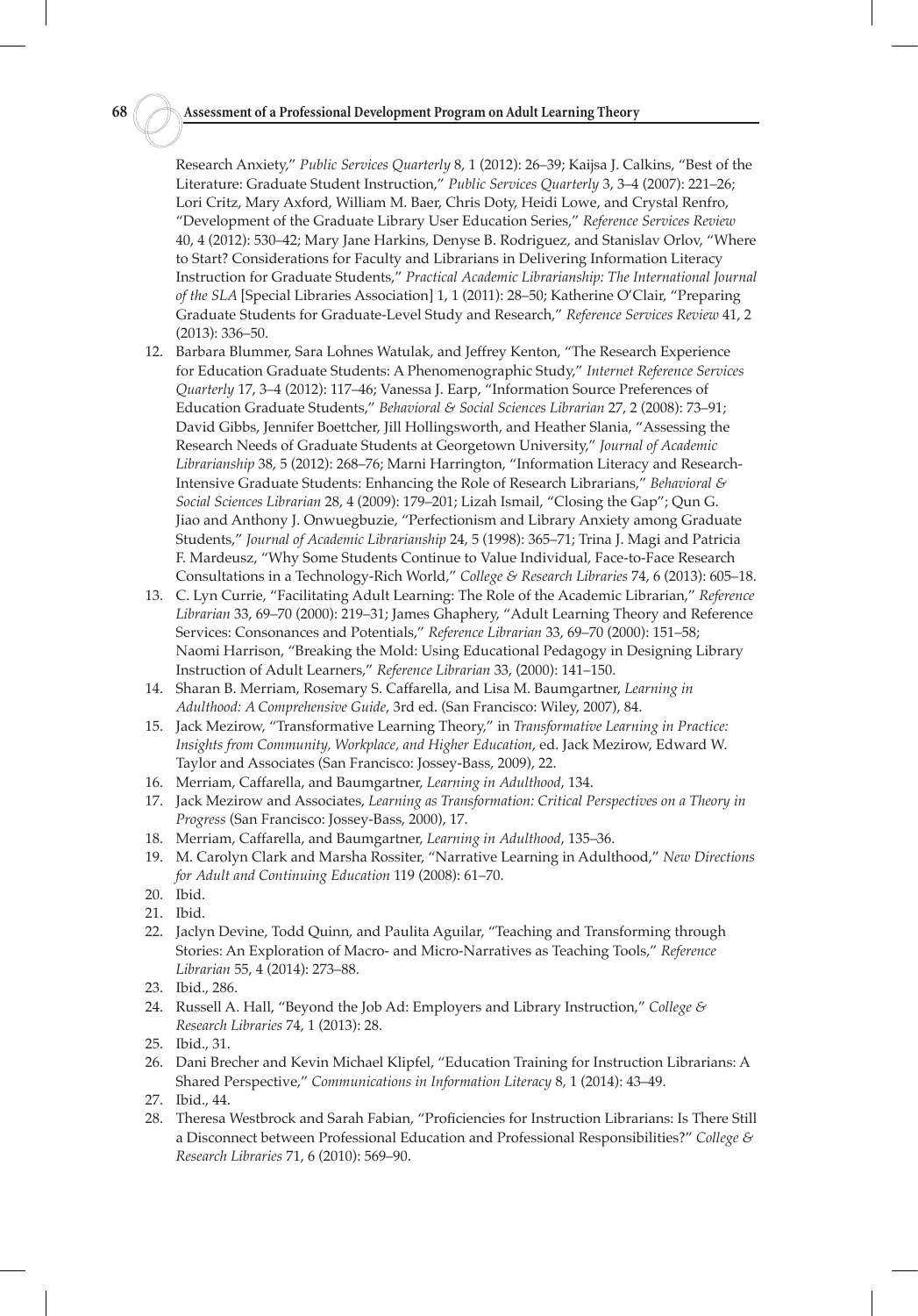Research Anxiety," *Public Services Quarterly* 8, 1 (2012): 26–39; Kaijsa J. Calkins, "Best of the Literature: Graduate Student Instruction," *Public Services Quarterly* 3, 3–4 (2007): 221–26; Lori Critz, Mary Axford, William M. Baer, Chris Doty, Heidi Lowe, and Crystal Renfro, "Development of the Graduate Library User Education Series," *Reference Services Review* 40, 4 (2012): 530–42; Mary Jane Harkins, Denyse B. Rodriguez, and Stanislav Orlov, "Where to Start? Considerations for Faculty and Librarians in Delivering Information Literacy Instruction for Graduate Students," *Practical Academic Librarianship: The International Journal of the SLA* [Special Libraries Association] 1, 1 (2011): 28–50; Katherine O'Clair, "Preparing Graduate Students for Graduate-Level Study and Research," *Reference Services Review* 41, 2 (2013): 336–50.

12. Barbara Blummer, Sara Lohnes Watulak, and Jeffrey Kenton, "The Research Experience for Education Graduate Students: A Phenomenographic Study," *Internet Reference Services Quarterly* 17, 3–4 (2012): 117–46; Vanessa J. Earp, "Information Source Preferences of Education Graduate Students," *Behavioral & Social Sciences Librarian* 27, 2 (2008): 73–91; David Gibbs, Jennifer Boettcher, Jill Hollingsworth, and Heather Slania, "Assessing the Research Needs of Graduate Students at Georgetown University," *Journal of Academic Librarianship* 38, 5 (2012): 268–76; Marni Harrington, "Information Literacy and Research-Intensive Graduate Students: Enhancing the Role of Research Librarians," *Behavioral & Social Sciences Librarian* 28, 4 (2009): 179–201; Lizah Ismail, "Closing the Gap"; Qun G. Jiao and Anthony J. Onwuegbuzie, "Perfectionism and Library Anxiety among Graduate Students," *Journal of Academic Librarianship* 24, 5 (1998): 365–71; Trina J. Magi and Patricia F. Mardeusz, "Why Some Students Continue to Value Individual, Face-to-Face Research Consultations in a Technology-Rich World," *College & Research Libraries* 74, 6 (2013): 605–18.
13. C. Lyn Currie, "Facilitating Adult Learning: The Role of the Academic Librarian," *Reference Librarian* 33, 69–70 (2000): 219–31; James Ghaphery, "Adult Learning Theory and Reference Services: Consonances and Potentials," *Reference Librarian* 33, 69–70 (2000): 151–58; Naomi Harrison, "Breaking the Mold: Using Educational Pedagogy in Designing Library Instruction of Adult Learners," *Reference Librarian* 33, (2000): 141–150.
14. Sharan B. Merriam, Rosemary S. Caffarella, and Lisa M. Baumgartner, *Learning in Adulthood: A Comprehensive Guide*, 3rd ed. (San Francisco: Wiley, 2007), 84.
15. Jack Mezirow, "Transformative Learning Theory," in *Transformative Learning in Practice: Insights from Community, Workplace, and Higher Education*, ed. Jack Mezirow, Edward W. Taylor and Associates (San Francisco: Jossey-Bass, 2009), 22.
16. Merriam, Caffarella, and Baumgartner, *Learning in Adulthood*, 134.
17. Jack Mezirow and Associates, *Learning as Transformation: Critical Perspectives on a Theory in Progress* (San Francisco: Jossey-Bass, 2000), 17.
18. Merriam, Caffarella, and Baumgartner, *Learning in Adulthood*, 135–36.
19. M. Carolyn Clark and Marsha Rossiter, "Narrative Learning in Adulthood," *New Directions for Adult and Continuing Education* 119 (2008): 61–70.
20. Ibid.
21. Ibid.
22. Jaclyn Devine, Todd Quinn, and Paulita Aguilar, "Teaching and Transforming through Stories: An Exploration of Macro- and Micro-Narratives as Teaching Tools," *Reference Librarian* 55, 4 (2014): 273–88.
23. Ibid., 286.
24. Russell A. Hall, "Beyond the Job Ad: Employers and Library Instruction," *College & Research Libraries* 74, 1 (2013): 28.
25. Ibid., 31.
26. Dani Brecher and Kevin Michael Klipfel, "Education Training for Instruction Librarians: A Shared Perspective," *Communications in Information Literacy* 8, 1 (2014): 43–49.
27. Ibid., 44.
28. Theresa Westbrock and Sarah Fabian, "Proficiencies for Instruction Librarians: Is There Still a Disconnect between Professional Education and Professional Responsibilities?" *College & Research Libraries* 71, 6 (2010): 569–90.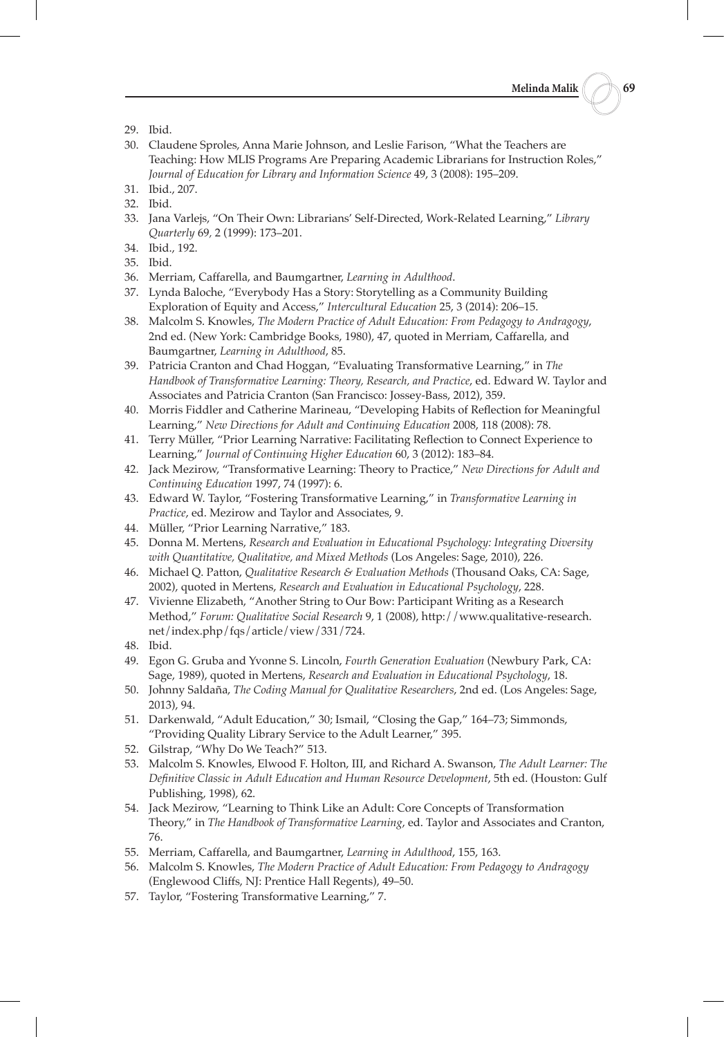29. Ibid.
30. Claudene Sproles, Anna Marie Johnson, and Leslie Farison, "What the Teachers are Teaching: How MLIS Programs Are Preparing Academic Librarians for Instruction Roles," *Journal of Education for Library and Information Science* 49, 3 (2008): 195–209.
31. Ibid., 207.
32. Ibid.
33. Jana Varlejs, "On Their Own: Librarians' Self-Directed, Work-Related Learning," *Library Quarterly* 69, 2 (1999): 173–201.
34. Ibid., 192.
35. Ibid.
36. Merriam, Caffarella, and Baumgartner, *Learning in Adulthood*.
37. Lynda Baloche, "Everybody Has a Story: Storytelling as a Community Building Exploration of Equity and Access," *Intercultural Education* 25, 3 (2014): 206–15.
38. Malcolm S. Knowles, *The Modern Practice of Adult Education: From Pedagogy to Andragogy*, 2nd ed. (New York: Cambridge Books, 1980), 47, quoted in Merriam, Caffarella, and Baumgartner, *Learning in Adulthood*, 85.
39. Patricia Cranton and Chad Hoggan, "Evaluating Transformative Learning," in *The Handbook of Transformative Learning: Theory, Research, and Practice*, ed. Edward W. Taylor and Associates and Patricia Cranton (San Francisco: Jossey-Bass, 2012), 359.
40. Morris Fiddler and Catherine Marineau, "Developing Habits of Reflection for Meaningful Learning," *New Directions for Adult and Continuing Education* 2008, 118 (2008): 78.
41. Terry Müller, "Prior Learning Narrative: Facilitating Reflection to Connect Experience to Learning," *Journal of Continuing Higher Education* 60, 3 (2012): 183–84.
42. Jack Mezirow, "Transformative Learning: Theory to Practice," *New Directions for Adult and Continuing Education* 1997, 74 (1997): 6.
43. Edward W. Taylor, "Fostering Transformative Learning," in *Transformative Learning in Practice*, ed. Mezirow and Taylor and Associates, 9.
44. Müller, "Prior Learning Narrative," 183.
45. Donna M. Mertens, *Research and Evaluation in Educational Psychology: Integrating Diversity with Quantitative, Qualitative, and Mixed Methods* (Los Angeles: Sage, 2010), 226.
46. Michael Q. Patton, *Qualitative Research & Evaluation Methods* (Thousand Oaks, CA: Sage, 2002), quoted in Mertens, *Research and Evaluation in Educational Psychology*, 228.
47. Vivienne Elizabeth, "Another String to Our Bow: Participant Writing as a Research Method," *Forum: Qualitative Social Research* 9, 1 (2008), http://www.qualitative-research.net/index.php/fqs/article/view/331/724.
48. Ibid.
49. Egon G. Gruba and Yvonne S. Lincoln, *Fourth Generation Evaluation* (Newbury Park, CA: Sage, 1989), quoted in Mertens, *Research and Evaluation in Educational Psychology*, 18.
50. Johnny Saldaña, *The Coding Manual for Qualitative Researchers*, 2nd ed. (Los Angeles: Sage, 2013), 94.
51. Darkenwald, "Adult Education," 30; Ismail, "Closing the Gap," 164–73; Simmonds, "Providing Quality Library Service to the Adult Learner," 395.
52. Gilstrap, "Why Do We Teach?" 513.
53. Malcolm S. Knowles, Elwood F. Holton, III, and Richard A. Swanson, *The Adult Learner: The Definitive Classic in Adult Education and Human Resource Development*, 5th ed. (Houston: Gulf Publishing, 1998), 62.
54. Jack Mezirow, "Learning to Think Like an Adult: Core Concepts of Transformation Theory," in *The Handbook of Transformative Learning*, ed. Taylor and Associates and Cranton, 76.
55. Merriam, Caffarella, and Baumgartner, *Learning in Adulthood*, 155, 163.
56. Malcolm S. Knowles, *The Modern Practice of Adult Education: From Pedagogy to Andragogy* (Englewood Cliffs, NJ: Prentice Hall Regents), 49–50.
57. Taylor, "Fostering Transformative Learning," 7.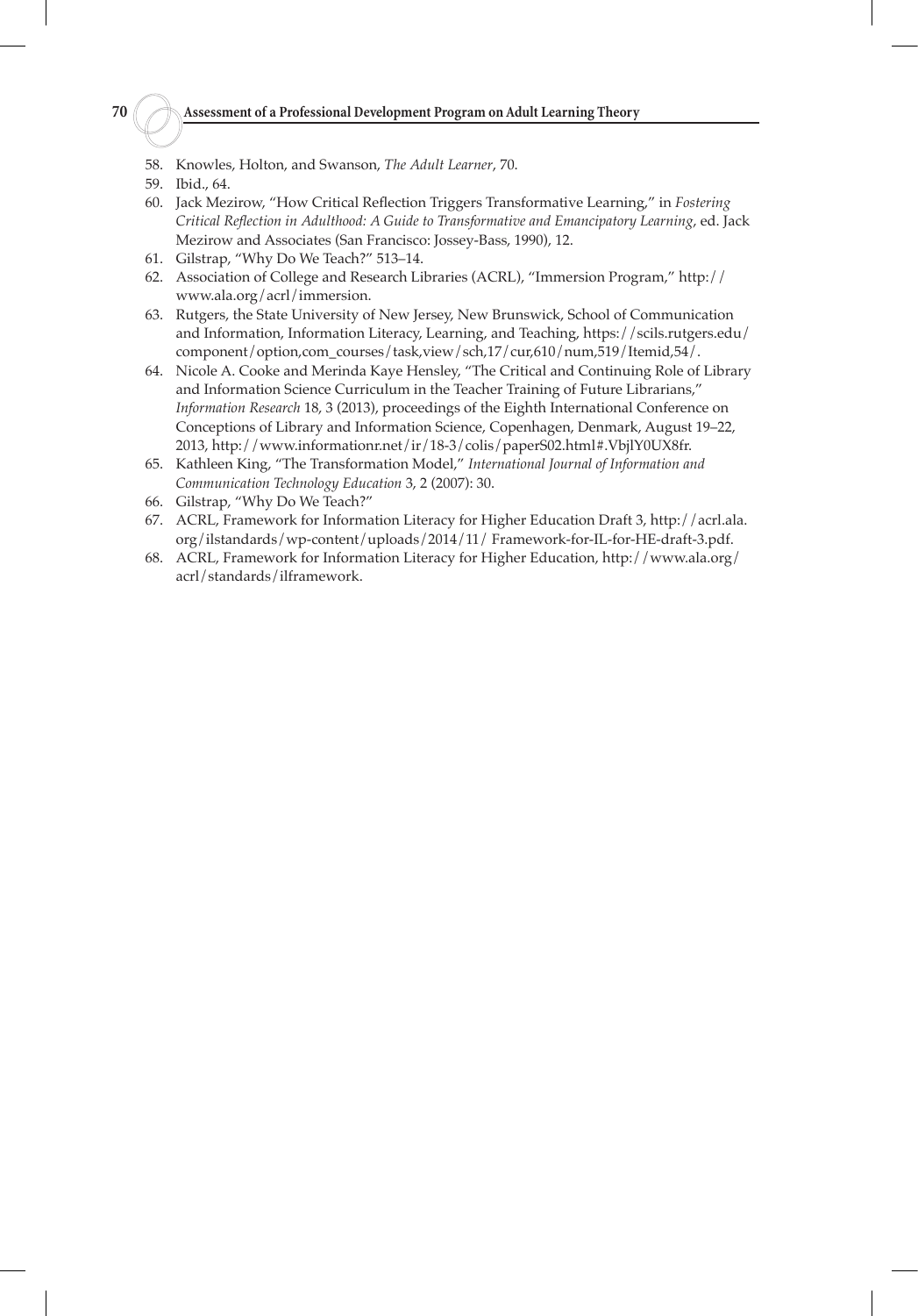58. Knowles, Holton, and Swanson, *The Adult Learner*, 70.
59. Ibid., 64.
60. Jack Mezirow, "How Critical Reflection Triggers Transformative Learning," in *Fostering Critical Reflection in Adulthood: A Guide to Transformative and Emancipatory Learning*, ed. Jack Mezirow and Associates (San Francisco: Jossey-Bass, 1990), 12.
61. Gilstrap, "Why Do We Teach?" 513–14.
62. Association of College and Research Libraries (ACRL), "Immersion Program," http://www.ala.org/acrl/immersion.
63. Rutgers, the State University of New Jersey, New Brunswick, School of Communication and Information, Information Literacy, Learning, and Teaching, https://scils.rutgers.edu/component/option,com_courses/task,view/sch,17/cur,610/num,519/Itemid,54/.
64. Nicole A. Cooke and Merinda Kaye Hensley, "The Critical and Continuing Role of Library and Information Science Curriculum in the Teacher Training of Future Librarians," *Information Research* 18, 3 (2013), proceedings of the Eighth International Conference on Conceptions of Library and Information Science, Copenhagen, Denmark, August 19–22, 2013, http://www.informationr.net/ir/18-3/colis/paperS02.html#.VbjlY0UX8fr.
65. Kathleen King, "The Transformation Model," *International Journal of Information and Communication Technology Education* 3, 2 (2007): 30.
66. Gilstrap, "Why Do We Teach?"
67. ACRL, Framework for Information Literacy for Higher Education Draft 3, http://acrl.ala.org/ilstandards/wp-content/uploads/2014/11/ Framework-for-IL-for-HE-draft-3.pdf.
68. ACRL, Framework for Information Literacy for Higher Education, http://www.ala.org/acrl/standards/ilframework.